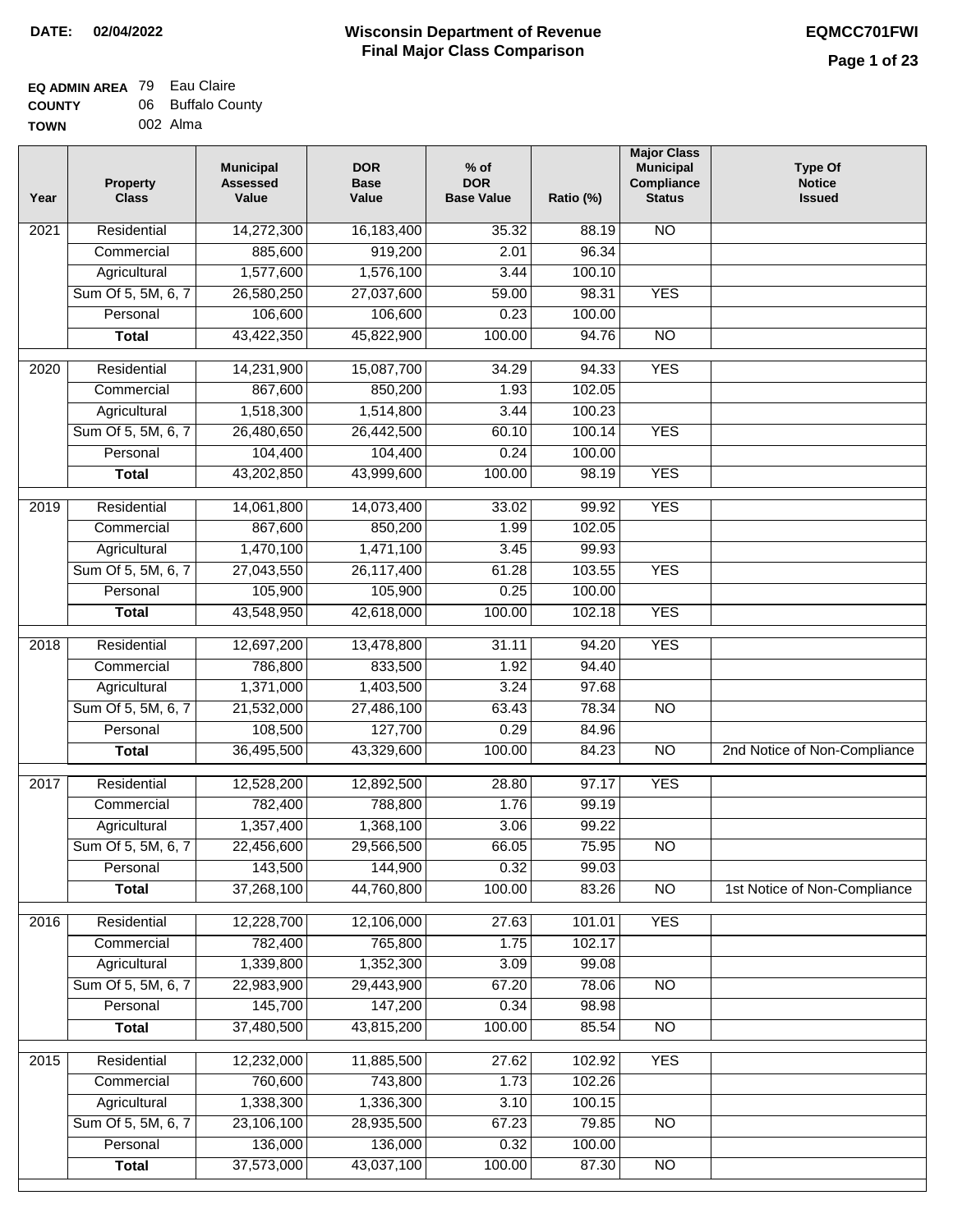**DATE: 02/04/2022**

# Wisconsin Department of Revenue
## Final Major Class Comparison

**EQMCC701FWI**

**EQ ADMIN AREA** 79 Eau Claire
**COUNTY** 06 Buffalo County
**TOWN** 002 Alma

| Year | Property Class | Municipal Assessed Value | DOR Base Value | % of DOR Base Value | Ratio (%) | Major Class Municipal Compliance Status | Type Of Notice Issued |
|---|---|---|---|---|---|---|---|
| 2021 | Residential | 14,272,300 | 16,183,400 | 35.32 | 88.19 | NO | |
| | Commercial | 885,600 | 919,200 | 2.01 | 96.34 | | |
| | Agricultural | 1,577,600 | 1,576,100 | 3.44 | 100.10 | | |
| | Sum Of 5, 5M, 6, 7 | 26,580,250 | 27,037,600 | 59.00 | 98.31 | YES | |
| | Personal | 106,600 | 106,600 | 0.23 | 100.00 | | |
| | **Total** | 43,422,350 | 45,822,900 | 100.00 | 94.76 | NO | |
| 2020 | Residential | 14,231,900 | 15,087,700 | 34.29 | 94.33 | YES | |
| | Commercial | 867,600 | 850,200 | 1.93 | 102.05 | | |
| | Agricultural | 1,518,300 | 1,514,800 | 3.44 | 100.23 | | |
| | Sum Of 5, 5M, 6, 7 | 26,480,650 | 26,442,500 | 60.10 | 100.14 | YES | |
| | Personal | 104,400 | 104,400 | 0.24 | 100.00 | | |
| | **Total** | 43,202,850 | 43,999,600 | 100.00 | 98.19 | YES | |
| 2019 | Residential | 14,061,800 | 14,073,400 | 33.02 | 99.92 | YES | |
| | Commercial | 867,600 | 850,200 | 1.99 | 102.05 | | |
| | Agricultural | 1,470,100 | 1,471,100 | 3.45 | 99.93 | | |
| | Sum Of 5, 5M, 6, 7 | 27,043,550 | 26,117,400 | 61.28 | 103.55 | YES | |
| | Personal | 105,900 | 105,900 | 0.25 | 100.00 | | |
| | **Total** | 43,548,950 | 42,618,000 | 100.00 | 102.18 | YES | |
| 2018 | Residential | 12,697,200 | 13,478,800 | 31.11 | 94.20 | YES | |
| | Commercial | 786,800 | 833,500 | 1.92 | 94.40 | | |
| | Agricultural | 1,371,000 | 1,403,500 | 3.24 | 97.68 | | |
| | Sum Of 5, 5M, 6, 7 | 21,532,000 | 27,486,100 | 63.43 | 78.34 | NO | |
| | Personal | 108,500 | 127,700 | 0.29 | 84.96 | | |
| | **Total** | 36,495,500 | 43,329,600 | 100.00 | 84.23 | NO | 2nd Notice of Non-Compliance |
| 2017 | Residential | 12,528,200 | 12,892,500 | 28.80 | 97.17 | YES | |
| | Commercial | 782,400 | 788,800 | 1.76 | 99.19 | | |
| | Agricultural | 1,357,400 | 1,368,100 | 3.06 | 99.22 | | |
| | Sum Of 5, 5M, 6, 7 | 22,456,600 | 29,566,500 | 66.05 | 75.95 | NO | |
| | Personal | 143,500 | 144,900 | 0.32 | 99.03 | | |
| | **Total** | 37,268,100 | 44,760,800 | 100.00 | 83.26 | NO | 1st Notice of Non-Compliance |
| 2016 | Residential | 12,228,700 | 12,106,000 | 27.63 | 101.01 | YES | |
| | Commercial | 782,400 | 765,800 | 1.75 | 102.17 | | |
| | Agricultural | 1,339,800 | 1,352,300 | 3.09 | 99.08 | | |
| | Sum Of 5, 5M, 6, 7 | 22,983,900 | 29,443,900 | 67.20 | 78.06 | NO | |
| | Personal | 145,700 | 147,200 | 0.34 | 98.98 | | |
| | **Total** | 37,480,500 | 43,815,200 | 100.00 | 85.54 | NO | |
| 2015 | Residential | 12,232,000 | 11,885,500 | 27.62 | 102.92 | YES | |
| | Commercial | 760,600 | 743,800 | 1.73 | 102.26 | | |
| | Agricultural | 1,338,300 | 1,336,300 | 3.10 | 100.15 | | |
| | Sum Of 5, 5M, 6, 7 | 23,106,100 | 28,935,500 | 67.23 | 79.85 | NO | |
| | Personal | 136,000 | 136,000 | 0.32 | 100.00 | | |
| | **Total** | 37,573,000 | 43,037,100 | 100.00 | 87.30 | NO | |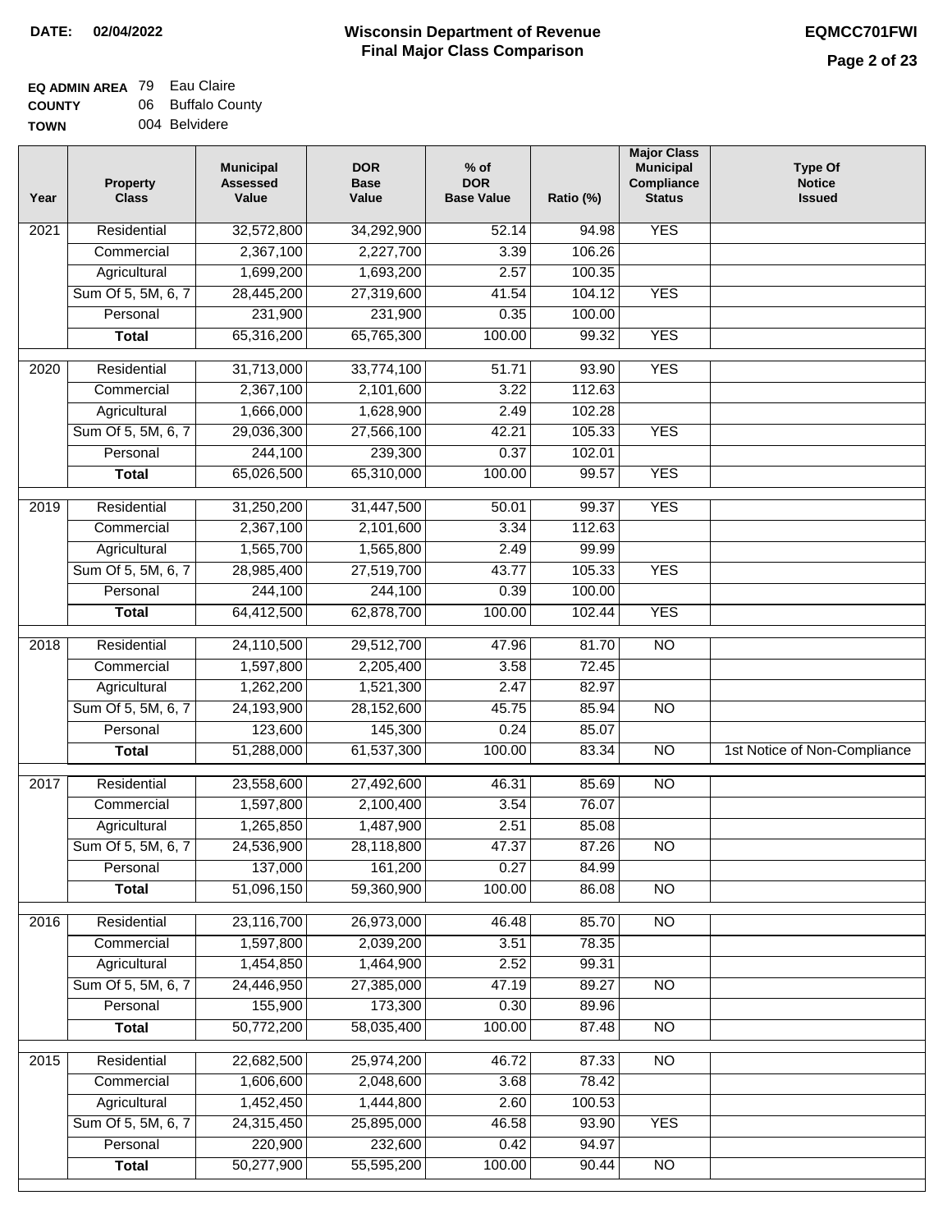**DATE: 02/04/2022**

# Wisconsin Department of Revenue
## Final Major Class Comparison

**EQMCC701FWI**

**EQ ADMIN AREA** 79 Eau Claire
**COUNTY** 06 Buffalo County
**TOWN** 004 Belvidere

| Year | Property Class | Municipal Assessed Value | DOR Base Value | % of DOR Base Value | Ratio (%) | Major Class Municipal Compliance Status | Type Of Notice Issued |
|---|---|---|---|---|---|---|---|
| 2021 | Residential | 32,572,800 | 34,292,900 | 52.14 | 94.98 | YES | |
| | Commercial | 2,367,100 | 2,227,700 | 3.39 | 106.26 | | |
| | Agricultural | 1,699,200 | 1,693,200 | 2.57 | 100.35 | | |
| | Sum Of 5, 5M, 6, 7 | 28,445,200 | 27,319,600 | 41.54 | 104.12 | YES | |
| | Personal | 231,900 | 231,900 | 0.35 | 100.00 | | |
| | **Total** | 65,316,200 | 65,765,300 | 100.00 | 99.32 | YES | |
| 2020 | Residential | 31,713,000 | 33,774,100 | 51.71 | 93.90 | YES | |
| | Commercial | 2,367,100 | 2,101,600 | 3.22 | 112.63 | | |
| | Agricultural | 1,666,000 | 1,628,900 | 2.49 | 102.28 | | |
| | Sum Of 5, 5M, 6, 7 | 29,036,300 | 27,566,100 | 42.21 | 105.33 | YES | |
| | Personal | 244,100 | 239,300 | 0.37 | 102.01 | | |
| | **Total** | 65,026,500 | 65,310,000 | 100.00 | 99.57 | YES | |
| 2019 | Residential | 31,250,200 | 31,447,500 | 50.01 | 99.37 | YES | |
| | Commercial | 2,367,100 | 2,101,600 | 3.34 | 112.63 | | |
| | Agricultural | 1,565,700 | 1,565,800 | 2.49 | 99.99 | | |
| | Sum Of 5, 5M, 6, 7 | 28,985,400 | 27,519,700 | 43.77 | 105.33 | YES | |
| | Personal | 244,100 | 244,100 | 0.39 | 100.00 | | |
| | **Total** | 64,412,500 | 62,878,700 | 100.00 | 102.44 | YES | |
| 2018 | Residential | 24,110,500 | 29,512,700 | 47.96 | 81.70 | NO | |
| | Commercial | 1,597,800 | 2,205,400 | 3.58 | 72.45 | | |
| | Agricultural | 1,262,200 | 1,521,300 | 2.47 | 82.97 | | |
| | Sum Of 5, 5M, 6, 7 | 24,193,900 | 28,152,600 | 45.75 | 85.94 | NO | |
| | Personal | 123,600 | 145,300 | 0.24 | 85.07 | | |
| | **Total** | 51,288,000 | 61,537,300 | 100.00 | 83.34 | NO | 1st Notice of Non-Compliance |
| 2017 | Residential | 23,558,600 | 27,492,600 | 46.31 | 85.69 | NO | |
| | Commercial | 1,597,800 | 2,100,400 | 3.54 | 76.07 | | |
| | Agricultural | 1,265,850 | 1,487,900 | 2.51 | 85.08 | | |
| | Sum Of 5, 5M, 6, 7 | 24,536,900 | 28,118,800 | 47.37 | 87.26 | NO | |
| | Personal | 137,000 | 161,200 | 0.27 | 84.99 | | |
| | **Total** | 51,096,150 | 59,360,900 | 100.00 | 86.08 | NO | |
| 2016 | Residential | 23,116,700 | 26,973,000 | 46.48 | 85.70 | NO | |
| | Commercial | 1,597,800 | 2,039,200 | 3.51 | 78.35 | | |
| | Agricultural | 1,454,850 | 1,464,900 | 2.52 | 99.31 | | |
| | Sum Of 5, 5M, 6, 7 | 24,446,950 | 27,385,000 | 47.19 | 89.27 | NO | |
| | Personal | 155,900 | 173,300 | 0.30 | 89.96 | | |
| | **Total** | 50,772,200 | 58,035,400 | 100.00 | 87.48 | NO | |
| 2015 | Residential | 22,682,500 | 25,974,200 | 46.72 | 87.33 | NO | |
| | Commercial | 1,606,600 | 2,048,600 | 3.68 | 78.42 | | |
| | Agricultural | 1,452,450 | 1,444,800 | 2.60 | 100.53 | | |
| | Sum Of 5, 5M, 6, 7 | 24,315,450 | 25,895,000 | 46.58 | 93.90 | YES | |
| | Personal | 220,900 | 232,600 | 0.42 | 94.97 | | |
| | **Total** | 50,277,900 | 55,595,200 | 100.00 | 90.44 | NO | |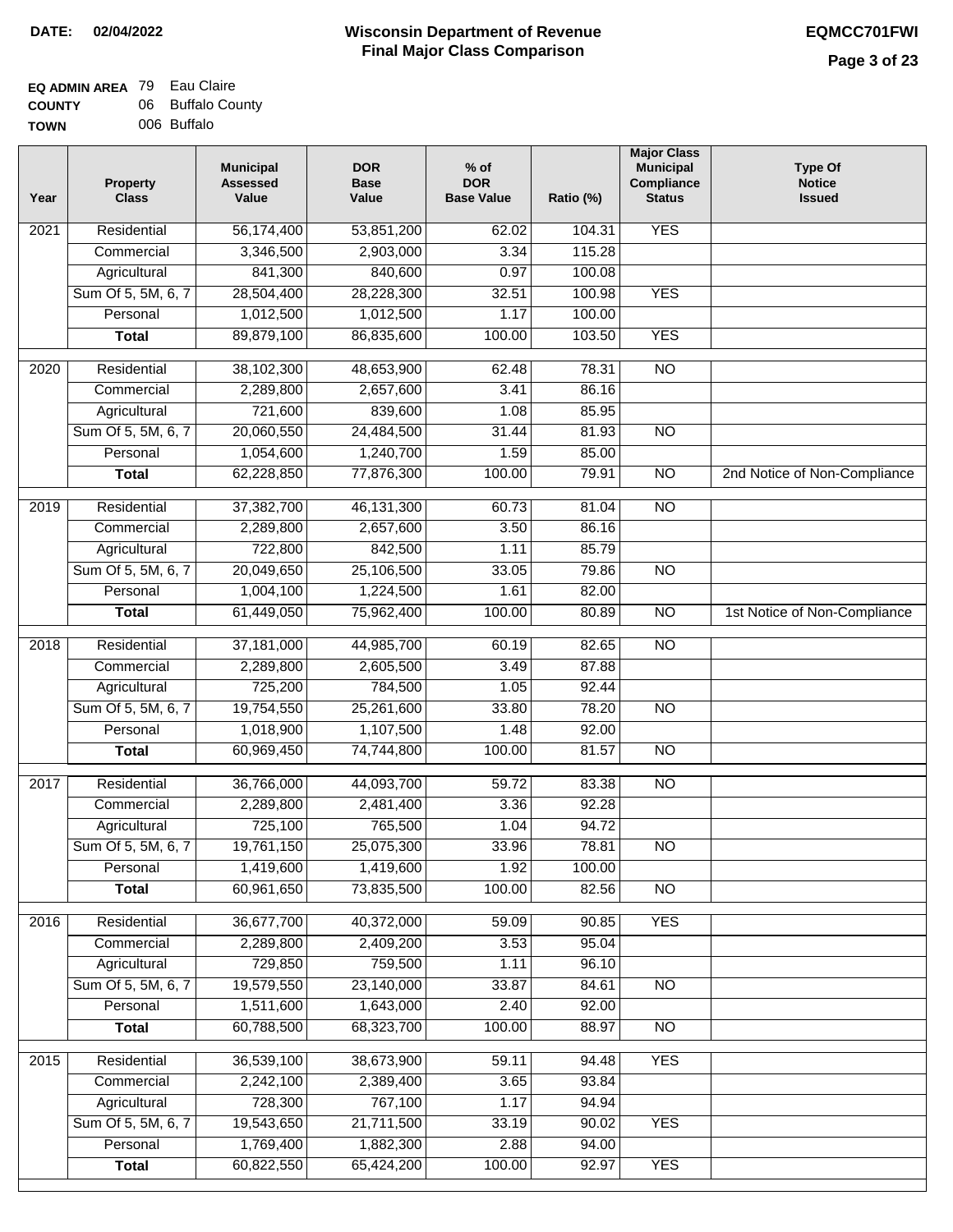**DATE: 02/04/2022**

# Wisconsin Department of Revenue
## Final Major Class Comparison

**EQMCC701FWI**

**EQ ADMIN AREA** 79 Eau Claire
**COUNTY** 06 Buffalo County
**TOWN** 006 Buffalo

| Year | Property Class | Municipal Assessed Value | DOR Base Value | % of DOR Base Value | Ratio (%) | Major Class Municipal Compliance Status | Type Of Notice Issued |
|---|---|---|---|---|---|---|---|
| 2021 | Residential | 56,174,400 | 53,851,200 | 62.02 | 104.31 | YES | |
| | Commercial | 3,346,500 | 2,903,000 | 3.34 | 115.28 | | |
| | Agricultural | 841,300 | 840,600 | 0.97 | 100.08 | | |
| | Sum Of 5, 5M, 6, 7 | 28,504,400 | 28,228,300 | 32.51 | 100.98 | YES | |
| | Personal | 1,012,500 | 1,012,500 | 1.17 | 100.00 | | |
| | **Total** | 89,879,100 | 86,835,600 | 100.00 | 103.50 | YES | |
| 2020 | Residential | 38,102,300 | 48,653,900 | 62.48 | 78.31 | NO | |
| | Commercial | 2,289,800 | 2,657,600 | 3.41 | 86.16 | | |
| | Agricultural | 721,600 | 839,600 | 1.08 | 85.95 | | |
| | Sum Of 5, 5M, 6, 7 | 20,060,550 | 24,484,500 | 31.44 | 81.93 | NO | |
| | Personal | 1,054,600 | 1,240,700 | 1.59 | 85.00 | | |
| | **Total** | 62,228,850 | 77,876,300 | 100.00 | 79.91 | NO | 2nd Notice of Non-Compliance |
| 2019 | Residential | 37,382,700 | 46,131,300 | 60.73 | 81.04 | NO | |
| | Commercial | 2,289,800 | 2,657,600 | 3.50 | 86.16 | | |
| | Agricultural | 722,800 | 842,500 | 1.11 | 85.79 | | |
| | Sum Of 5, 5M, 6, 7 | 20,049,650 | 25,106,500 | 33.05 | 79.86 | NO | |
| | Personal | 1,004,100 | 1,224,500 | 1.61 | 82.00 | | |
| | **Total** | 61,449,050 | 75,962,400 | 100.00 | 80.89 | NO | 1st Notice of Non-Compliance |
| 2018 | Residential | 37,181,000 | 44,985,700 | 60.19 | 82.65 | NO | |
| | Commercial | 2,289,800 | 2,605,500 | 3.49 | 87.88 | | |
| | Agricultural | 725,200 | 784,500 | 1.05 | 92.44 | | |
| | Sum Of 5, 5M, 6, 7 | 19,754,550 | 25,261,600 | 33.80 | 78.20 | NO | |
| | Personal | 1,018,900 | 1,107,500 | 1.48 | 92.00 | | |
| | **Total** | 60,969,450 | 74,744,800 | 100.00 | 81.57 | NO | |
| 2017 | Residential | 36,766,000 | 44,093,700 | 59.72 | 83.38 | NO | |
| | Commercial | 2,289,800 | 2,481,400 | 3.36 | 92.28 | | |
| | Agricultural | 725,100 | 765,500 | 1.04 | 94.72 | | |
| | Sum Of 5, 5M, 6, 7 | 19,761,150 | 25,075,300 | 33.96 | 78.81 | NO | |
| | Personal | 1,419,600 | 1,419,600 | 1.92 | 100.00 | | |
| | **Total** | 60,961,650 | 73,835,500 | 100.00 | 82.56 | NO | |
| 2016 | Residential | 36,677,700 | 40,372,000 | 59.09 | 90.85 | YES | |
| | Commercial | 2,289,800 | 2,409,200 | 3.53 | 95.04 | | |
| | Agricultural | 729,850 | 759,500 | 1.11 | 96.10 | | |
| | Sum Of 5, 5M, 6, 7 | 19,579,550 | 23,140,000 | 33.87 | 84.61 | NO | |
| | Personal | 1,511,600 | 1,643,000 | 2.40 | 92.00 | | |
| | **Total** | 60,788,500 | 68,323,700 | 100.00 | 88.97 | NO | |
| 2015 | Residential | 36,539,100 | 38,673,900 | 59.11 | 94.48 | YES | |
| | Commercial | 2,242,100 | 2,389,400 | 3.65 | 93.84 | | |
| | Agricultural | 728,300 | 767,100 | 1.17 | 94.94 | | |
| | Sum Of 5, 5M, 6, 7 | 19,543,650 | 21,711,500 | 33.19 | 90.02 | YES | |
| | Personal | 1,769,400 | 1,882,300 | 2.88 | 94.00 | | |
| | **Total** | 60,822,550 | 65,424,200 | 100.00 | 92.97 | YES | |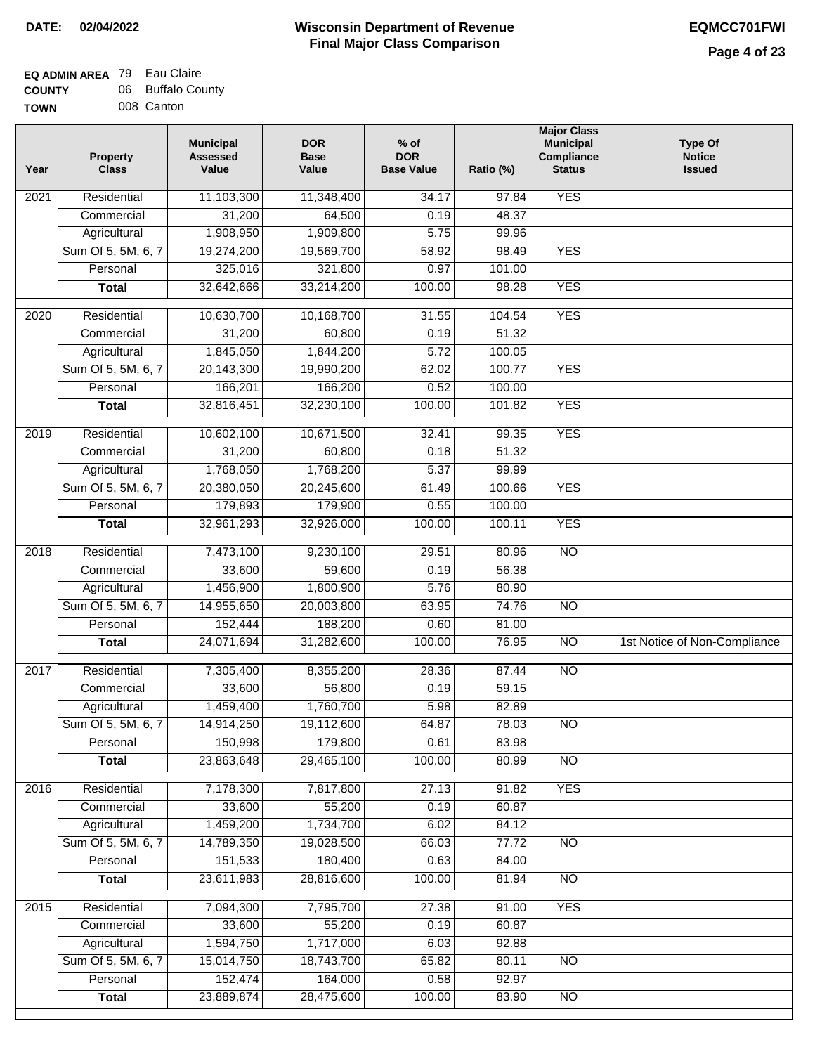**DATE:** 02/04/2022

# Wisconsin Department of Revenue
## Final Major Class Comparison

**EQMCC701FWI**

**EQ ADMIN AREA** 79 Eau Claire
**COUNTY** 06 Buffalo County
**TOWN** 008 Canton

| Year | Property Class | Municipal Assessed Value | DOR Base Value | % of DOR Base Value | Ratio (%) | Major Class Municipal Compliance Status | Type Of Notice Issued |
|---|---|---|---|---|---|---|---|
| 2021 | Residential | 11,103,300 | 11,348,400 | 34.17 | 97.84 | YES | |
| | Commercial | 31,200 | 64,500 | 0.19 | 48.37 | | |
| | Agricultural | 1,908,950 | 1,909,800 | 5.75 | 99.96 | | |
| | Sum Of 5, 5M, 6, 7 | 19,274,200 | 19,569,700 | 58.92 | 98.49 | YES | |
| | Personal | 325,016 | 321,800 | 0.97 | 101.00 | | |
| | **Total** | 32,642,666 | 33,214,200 | 100.00 | 98.28 | YES | |
| 2020 | Residential | 10,630,700 | 10,168,700 | 31.55 | 104.54 | YES | |
| | Commercial | 31,200 | 60,800 | 0.19 | 51.32 | | |
| | Agricultural | 1,845,050 | 1,844,200 | 5.72 | 100.05 | | |
| | Sum Of 5, 5M, 6, 7 | 20,143,300 | 19,990,200 | 62.02 | 100.77 | YES | |
| | Personal | 166,201 | 166,200 | 0.52 | 100.00 | | |
| | **Total** | 32,816,451 | 32,230,100 | 100.00 | 101.82 | YES | |
| 2019 | Residential | 10,602,100 | 10,671,500 | 32.41 | 99.35 | YES | |
| | Commercial | 31,200 | 60,800 | 0.18 | 51.32 | | |
| | Agricultural | 1,768,050 | 1,768,200 | 5.37 | 99.99 | | |
| | Sum Of 5, 5M, 6, 7 | 20,380,050 | 20,245,600 | 61.49 | 100.66 | YES | |
| | Personal | 179,893 | 179,900 | 0.55 | 100.00 | | |
| | **Total** | 32,961,293 | 32,926,000 | 100.00 | 100.11 | YES | |
| 2018 | Residential | 7,473,100 | 9,230,100 | 29.51 | 80.96 | NO | |
| | Commercial | 33,600 | 59,600 | 0.19 | 56.38 | | |
| | Agricultural | 1,456,900 | 1,800,900 | 5.76 | 80.90 | | |
| | Sum Of 5, 5M, 6, 7 | 14,955,650 | 20,003,800 | 63.95 | 74.76 | NO | |
| | Personal | 152,444 | 188,200 | 0.60 | 81.00 | | |
| | **Total** | 24,071,694 | 31,282,600 | 100.00 | 76.95 | NO | 1st Notice of Non-Compliance |
| 2017 | Residential | 7,305,400 | 8,355,200 | 28.36 | 87.44 | NO | |
| | Commercial | 33,600 | 56,800 | 0.19 | 59.15 | | |
| | Agricultural | 1,459,400 | 1,760,700 | 5.98 | 82.89 | | |
| | Sum Of 5, 5M, 6, 7 | 14,914,250 | 19,112,600 | 64.87 | 78.03 | NO | |
| | Personal | 150,998 | 179,800 | 0.61 | 83.98 | | |
| | **Total** | 23,863,648 | 29,465,100 | 100.00 | 80.99 | NO | |
| 2016 | Residential | 7,178,300 | 7,817,800 | 27.13 | 91.82 | YES | |
| | Commercial | 33,600 | 55,200 | 0.19 | 60.87 | | |
| | Agricultural | 1,459,200 | 1,734,700 | 6.02 | 84.12 | | |
| | Sum Of 5, 5M, 6, 7 | 14,789,350 | 19,028,500 | 66.03 | 77.72 | NO | |
| | Personal | 151,533 | 180,400 | 0.63 | 84.00 | | |
| | **Total** | 23,611,983 | 28,816,600 | 100.00 | 81.94 | NO | |
| 2015 | Residential | 7,094,300 | 7,795,700 | 27.38 | 91.00 | YES | |
| | Commercial | 33,600 | 55,200 | 0.19 | 60.87 | | |
| | Agricultural | 1,594,750 | 1,717,000 | 6.03 | 92.88 | | |
| | Sum Of 5, 5M, 6, 7 | 15,014,750 | 18,743,700 | 65.82 | 80.11 | NO | |
| | Personal | 152,474 | 164,000 | 0.58 | 92.97 | | |
| | **Total** | 23,889,874 | 28,475,600 | 100.00 | 83.90 | NO | |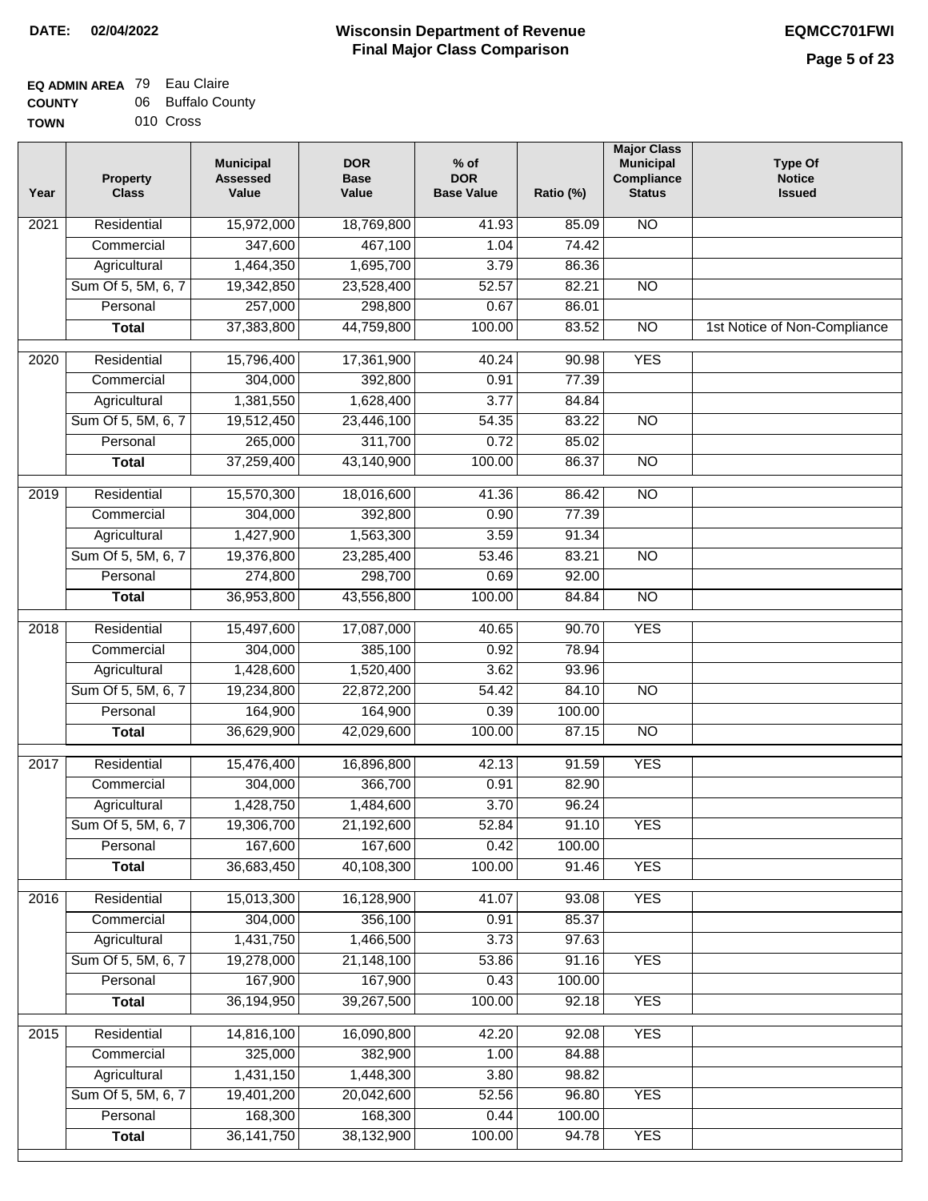**DATE: 02/04/2022**

# Wisconsin Department of Revenue
## Final Major Class Comparison

**EQMCC701FWI**

**EQ ADMIN AREA** 79 Eau Claire
**COUNTY** 06 Buffalo County
**TOWN** 010 Cross

| Year | Property Class | Municipal Assessed Value | DOR Base Value | % of DOR Base Value | Ratio (%) | Major Class Municipal Compliance Status | Type Of Notice Issued |
|---|---|---|---|---|---|---|---|
| 2021 | Residential | 15,972,000 | 18,769,800 | 41.93 | 85.09 | NO | |
| | Commercial | 347,600 | 467,100 | 1.04 | 74.42 | | |
| | Agricultural | 1,464,350 | 1,695,700 | 3.79 | 86.36 | | |
| | Sum Of 5, 5M, 6, 7 | 19,342,850 | 23,528,400 | 52.57 | 82.21 | NO | |
| | Personal | 257,000 | 298,800 | 0.67 | 86.01 | | |
| | **Total** | 37,383,800 | 44,759,800 | 100.00 | 83.52 | NO | 1st Notice of Non-Compliance |
| 2020 | Residential | 15,796,400 | 17,361,900 | 40.24 | 90.98 | YES | |
| | Commercial | 304,000 | 392,800 | 0.91 | 77.39 | | |
| | Agricultural | 1,381,550 | 1,628,400 | 3.77 | 84.84 | | |
| | Sum Of 5, 5M, 6, 7 | 19,512,450 | 23,446,100 | 54.35 | 83.22 | NO | |
| | Personal | 265,000 | 311,700 | 0.72 | 85.02 | | |
| | **Total** | 37,259,400 | 43,140,900 | 100.00 | 86.37 | NO | |
| 2019 | Residential | 15,570,300 | 18,016,600 | 41.36 | 86.42 | NO | |
| | Commercial | 304,000 | 392,800 | 0.90 | 77.39 | | |
| | Agricultural | 1,427,900 | 1,563,300 | 3.59 | 91.34 | | |
| | Sum Of 5, 5M, 6, 7 | 19,376,800 | 23,285,400 | 53.46 | 83.21 | NO | |
| | Personal | 274,800 | 298,700 | 0.69 | 92.00 | | |
| | **Total** | 36,953,800 | 43,556,800 | 100.00 | 84.84 | NO | |
| 2018 | Residential | 15,497,600 | 17,087,000 | 40.65 | 90.70 | YES | |
| | Commercial | 304,000 | 385,100 | 0.92 | 78.94 | | |
| | Agricultural | 1,428,600 | 1,520,400 | 3.62 | 93.96 | | |
| | Sum Of 5, 5M, 6, 7 | 19,234,800 | 22,872,200 | 54.42 | 84.10 | NO | |
| | Personal | 164,900 | 164,900 | 0.39 | 100.00 | | |
| | **Total** | 36,629,900 | 42,029,600 | 100.00 | 87.15 | NO | |
| 2017 | Residential | 15,476,400 | 16,896,800 | 42.13 | 91.59 | YES | |
| | Commercial | 304,000 | 366,700 | 0.91 | 82.90 | | |
| | Agricultural | 1,428,750 | 1,484,600 | 3.70 | 96.24 | | |
| | Sum Of 5, 5M, 6, 7 | 19,306,700 | 21,192,600 | 52.84 | 91.10 | YES | |
| | Personal | 167,600 | 167,600 | 0.42 | 100.00 | | |
| | **Total** | 36,683,450 | 40,108,300 | 100.00 | 91.46 | YES | |
| 2016 | Residential | 15,013,300 | 16,128,900 | 41.07 | 93.08 | YES | |
| | Commercial | 304,000 | 356,100 | 0.91 | 85.37 | | |
| | Agricultural | 1,431,750 | 1,466,500 | 3.73 | 97.63 | | |
| | Sum Of 5, 5M, 6, 7 | 19,278,000 | 21,148,100 | 53.86 | 91.16 | YES | |
| | Personal | 167,900 | 167,900 | 0.43 | 100.00 | | |
| | **Total** | 36,194,950 | 39,267,500 | 100.00 | 92.18 | YES | |
| 2015 | Residential | 14,816,100 | 16,090,800 | 42.20 | 92.08 | YES | |
| | Commercial | 325,000 | 382,900 | 1.00 | 84.88 | | |
| | Agricultural | 1,431,150 | 1,448,300 | 3.80 | 98.82 | | |
| | Sum Of 5, 5M, 6, 7 | 19,401,200 | 20,042,600 | 52.56 | 96.80 | YES | |
| | Personal | 168,300 | 168,300 | 0.44 | 100.00 | | |
| | **Total** | 36,141,750 | 38,132,900 | 100.00 | 94.78 | YES | |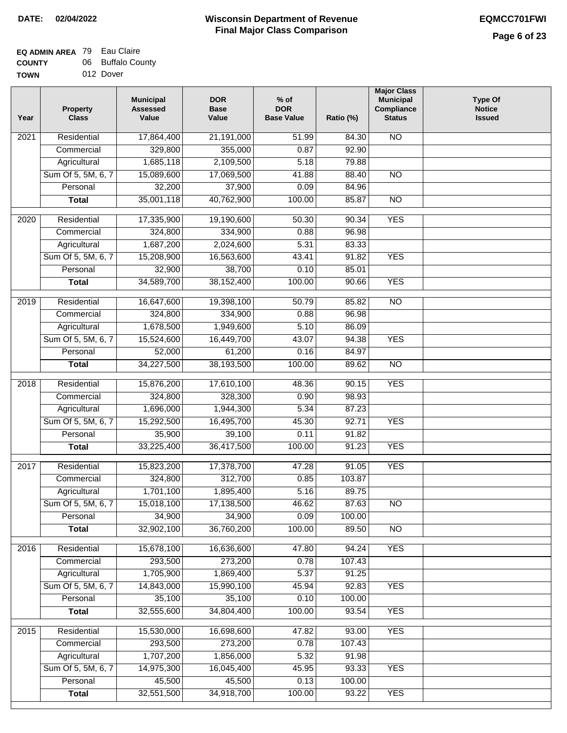**DATE: 02/04/2022**

# Wisconsin Department of Revenue
## Final Major Class Comparison

**EQMCC701FWI**

**EQ ADMIN AREA** 79 Eau Claire
**COUNTY** 06 Buffalo County
**TOWN** 012 Dover

| Year | Property Class | Municipal Assessed Value | DOR Base Value | % of DOR Base Value | Ratio (%) | Major Class Municipal Compliance Status | Type Of Notice Issued |
|---|---|---|---|---|---|---|---|
| 2021 | Residential | 17,864,400 | 21,191,000 | 51.99 | 84.30 | NO | |
| | Commercial | 329,800 | 355,000 | 0.87 | 92.90 | | |
| | Agricultural | 1,685,118 | 2,109,500 | 5.18 | 79.88 | | |
| | Sum Of 5, 5M, 6, 7 | 15,089,600 | 17,069,500 | 41.88 | 88.40 | NO | |
| | Personal | 32,200 | 37,900 | 0.09 | 84.96 | | |
| | **Total** | 35,001,118 | 40,762,900 | 100.00 | 85.87 | NO | |
| 2020 | Residential | 17,335,900 | 19,190,600 | 50.30 | 90.34 | YES | |
| | Commercial | 324,800 | 334,900 | 0.88 | 96.98 | | |
| | Agricultural | 1,687,200 | 2,024,600 | 5.31 | 83.33 | | |
| | Sum Of 5, 5M, 6, 7 | 15,208,900 | 16,563,600 | 43.41 | 91.82 | YES | |
| | Personal | 32,900 | 38,700 | 0.10 | 85.01 | | |
| | **Total** | 34,589,700 | 38,152,400 | 100.00 | 90.66 | YES | |
| 2019 | Residential | 16,647,600 | 19,398,100 | 50.79 | 85.82 | NO | |
| | Commercial | 324,800 | 334,900 | 0.88 | 96.98 | | |
| | Agricultural | 1,678,500 | 1,949,600 | 5.10 | 86.09 | | |
| | Sum Of 5, 5M, 6, 7 | 15,524,600 | 16,449,700 | 43.07 | 94.38 | YES | |
| | Personal | 52,000 | 61,200 | 0.16 | 84.97 | | |
| | **Total** | 34,227,500 | 38,193,500 | 100.00 | 89.62 | NO | |
| 2018 | Residential | 15,876,200 | 17,610,100 | 48.36 | 90.15 | YES | |
| | Commercial | 324,800 | 328,300 | 0.90 | 98.93 | | |
| | Agricultural | 1,696,000 | 1,944,300 | 5.34 | 87.23 | | |
| | Sum Of 5, 5M, 6, 7 | 15,292,500 | 16,495,700 | 45.30 | 92.71 | YES | |
| | Personal | 35,900 | 39,100 | 0.11 | 91.82 | | |
| | **Total** | 33,225,400 | 36,417,500 | 100.00 | 91.23 | YES | |
| 2017 | Residential | 15,823,200 | 17,378,700 | 47.28 | 91.05 | YES | |
| | Commercial | 324,800 | 312,700 | 0.85 | 103.87 | | |
| | Agricultural | 1,701,100 | 1,895,400 | 5.16 | 89.75 | | |
| | Sum Of 5, 5M, 6, 7 | 15,018,100 | 17,138,500 | 46.62 | 87.63 | NO | |
| | Personal | 34,900 | 34,900 | 0.09 | 100.00 | | |
| | **Total** | 32,902,100 | 36,760,200 | 100.00 | 89.50 | NO | |
| 2016 | Residential | 15,678,100 | 16,636,600 | 47.80 | 94.24 | YES | |
| | Commercial | 293,500 | 273,200 | 0.78 | 107.43 | | |
| | Agricultural | 1,705,900 | 1,869,400 | 5.37 | 91.25 | | |
| | Sum Of 5, 5M, 6, 7 | 14,843,000 | 15,990,100 | 45.94 | 92.83 | YES | |
| | Personal | 35,100 | 35,100 | 0.10 | 100.00 | | |
| | **Total** | 32,555,600 | 34,804,400 | 100.00 | 93.54 | YES | |
| 2015 | Residential | 15,530,000 | 16,698,600 | 47.82 | 93.00 | YES | |
| | Commercial | 293,500 | 273,200 | 0.78 | 107.43 | | |
| | Agricultural | 1,707,200 | 1,856,000 | 5.32 | 91.98 | | |
| | Sum Of 5, 5M, 6, 7 | 14,975,300 | 16,045,400 | 45.95 | 93.33 | YES | |
| | Personal | 45,500 | 45,500 | 0.13 | 100.00 | | |
| | **Total** | 32,551,500 | 34,918,700 | 100.00 | 93.22 | YES | |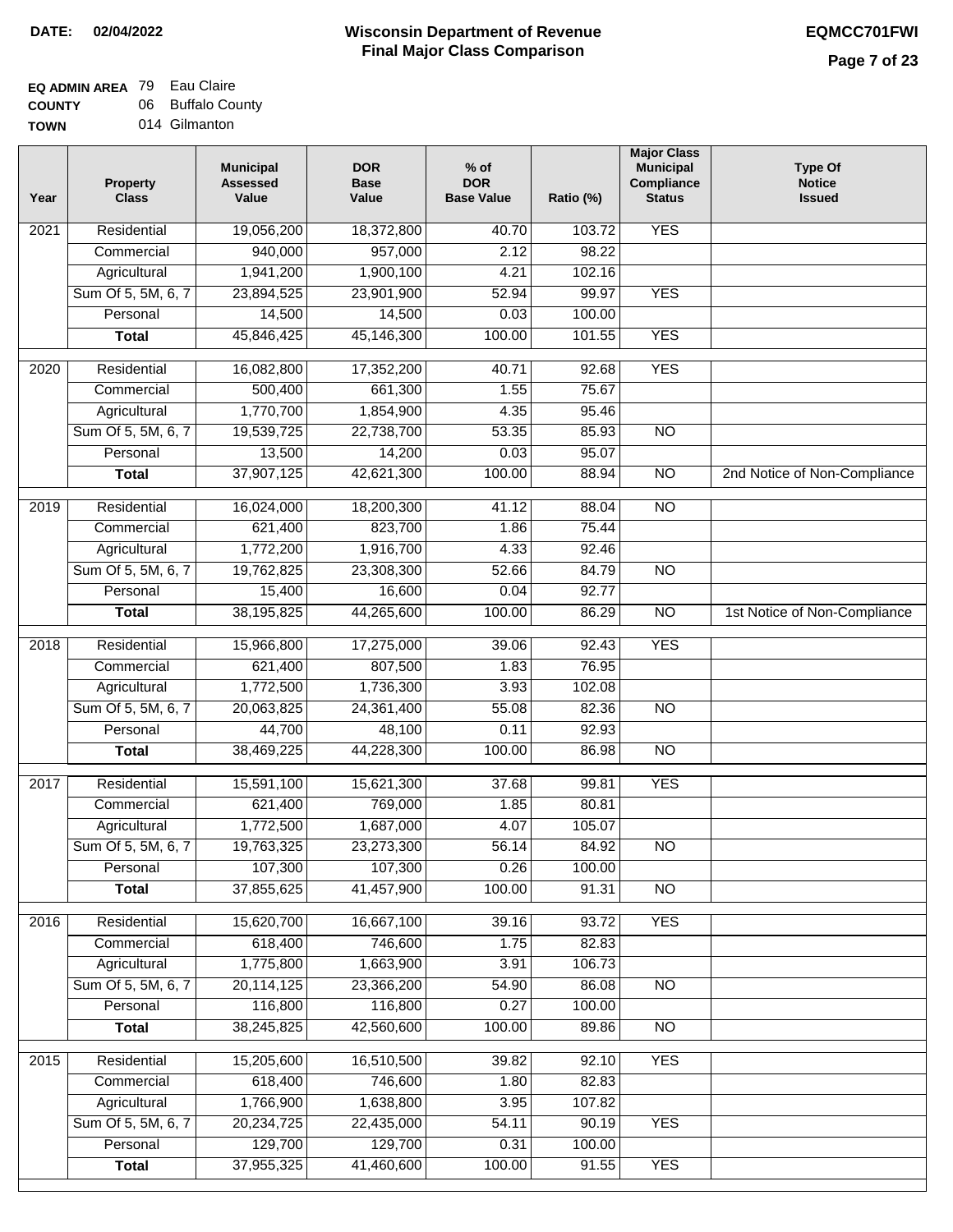**DATE: 02/04/2022**

# Wisconsin Department of Revenue
## Final Major Class Comparison

**EQMCC701FWI**

**EQ ADMIN AREA** 79 Eau Claire
**COUNTY** 06 Buffalo County
**TOWN** 014 Gilmanton

| Year | Property Class | Municipal Assessed Value | DOR Base Value | % of DOR Base Value | Ratio (%) | Major Class Municipal Compliance Status | Type Of Notice Issued |
|---|---|---|---|---|---|---|---|
| 2021 | Residential | 19,056,200 | 18,372,800 | 40.70 | 103.72 | YES | |
| | Commercial | 940,000 | 957,000 | 2.12 | 98.22 | | |
| | Agricultural | 1,941,200 | 1,900,100 | 4.21 | 102.16 | | |
| | Sum Of 5, 5M, 6, 7 | 23,894,525 | 23,901,900 | 52.94 | 99.97 | YES | |
| | Personal | 14,500 | 14,500 | 0.03 | 100.00 | | |
| | **Total** | 45,846,425 | 45,146,300 | 100.00 | 101.55 | YES | |
| 2020 | Residential | 16,082,800 | 17,352,200 | 40.71 | 92.68 | YES | |
| | Commercial | 500,400 | 661,300 | 1.55 | 75.67 | | |
| | Agricultural | 1,770,700 | 1,854,900 | 4.35 | 95.46 | | |
| | Sum Of 5, 5M, 6, 7 | 19,539,725 | 22,738,700 | 53.35 | 85.93 | NO | |
| | Personal | 13,500 | 14,200 | 0.03 | 95.07 | | |
| | **Total** | 37,907,125 | 42,621,300 | 100.00 | 88.94 | NO | 2nd Notice of Non-Compliance |
| 2019 | Residential | 16,024,000 | 18,200,300 | 41.12 | 88.04 | NO | |
| | Commercial | 621,400 | 823,700 | 1.86 | 75.44 | | |
| | Agricultural | 1,772,200 | 1,916,700 | 4.33 | 92.46 | | |
| | Sum Of 5, 5M, 6, 7 | 19,762,825 | 23,308,300 | 52.66 | 84.79 | NO | |
| | Personal | 15,400 | 16,600 | 0.04 | 92.77 | | |
| | **Total** | 38,195,825 | 44,265,600 | 100.00 | 86.29 | NO | 1st Notice of Non-Compliance |
| 2018 | Residential | 15,966,800 | 17,275,000 | 39.06 | 92.43 | YES | |
| | Commercial | 621,400 | 807,500 | 1.83 | 76.95 | | |
| | Agricultural | 1,772,500 | 1,736,300 | 3.93 | 102.08 | | |
| | Sum Of 5, 5M, 6, 7 | 20,063,825 | 24,361,400 | 55.08 | 82.36 | NO | |
| | Personal | 44,700 | 48,100 | 0.11 | 92.93 | | |
| | **Total** | 38,469,225 | 44,228,300 | 100.00 | 86.98 | NO | |
| 2017 | Residential | 15,591,100 | 15,621,300 | 37.68 | 99.81 | YES | |
| | Commercial | 621,400 | 769,000 | 1.85 | 80.81 | | |
| | Agricultural | 1,772,500 | 1,687,000 | 4.07 | 105.07 | | |
| | Sum Of 5, 5M, 6, 7 | 19,763,325 | 23,273,300 | 56.14 | 84.92 | NO | |
| | Personal | 107,300 | 107,300 | 0.26 | 100.00 | | |
| | **Total** | 37,855,625 | 41,457,900 | 100.00 | 91.31 | NO | |
| 2016 | Residential | 15,620,700 | 16,667,100 | 39.16 | 93.72 | YES | |
| | Commercial | 618,400 | 746,600 | 1.75 | 82.83 | | |
| | Agricultural | 1,775,800 | 1,663,900 | 3.91 | 106.73 | | |
| | Sum Of 5, 5M, 6, 7 | 20,114,125 | 23,366,200 | 54.90 | 86.08 | NO | |
| | Personal | 116,800 | 116,800 | 0.27 | 100.00 | | |
| | **Total** | 38,245,825 | 42,560,600 | 100.00 | 89.86 | NO | |
| 2015 | Residential | 15,205,600 | 16,510,500 | 39.82 | 92.10 | YES | |
| | Commercial | 618,400 | 746,600 | 1.80 | 82.83 | | |
| | Agricultural | 1,766,900 | 1,638,800 | 3.95 | 107.82 | | |
| | Sum Of 5, 5M, 6, 7 | 20,234,725 | 22,435,000 | 54.11 | 90.19 | YES | |
| | Personal | 129,700 | 129,700 | 0.31 | 100.00 | | |
| | **Total** | 37,955,325 | 41,460,600 | 100.00 | 91.55 | YES | |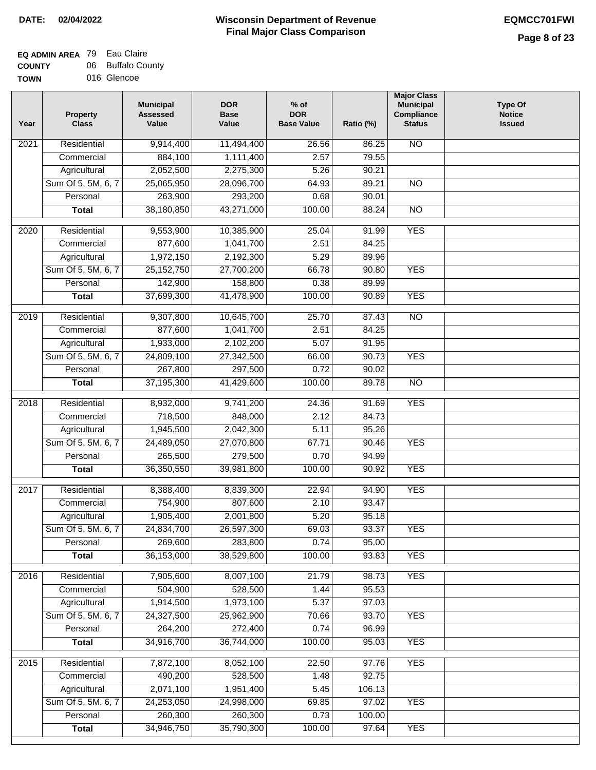**DATE: 02/04/2022**

# Wisconsin Department of Revenue
## Final Major Class Comparison

**EQMCC701FWI**

**EQ ADMIN AREA** 79 Eau Claire
**COUNTY** 06 Buffalo County
**TOWN** 016 Glencoe

| Year | Property Class | Municipal Assessed Value | DOR Base Value | % of DOR Base Value | Ratio (%) | Major Class Municipal Compliance Status | Type Of Notice Issued |
|---|---|---|---|---|---|---|---|
| 2021 | Residential | 9,914,400 | 11,494,400 | 26.56 | 86.25 | NO | |
| | Commercial | 884,100 | 1,111,400 | 2.57 | 79.55 | | |
| | Agricultural | 2,052,500 | 2,275,300 | 5.26 | 90.21 | | |
| | Sum Of 5, 5M, 6, 7 | 25,065,950 | 28,096,700 | 64.93 | 89.21 | NO | |
| | Personal | 263,900 | 293,200 | 0.68 | 90.01 | | |
| | **Total** | 38,180,850 | 43,271,000 | 100.00 | 88.24 | NO | |
| 2020 | Residential | 9,553,900 | 10,385,900 | 25.04 | 91.99 | YES | |
| | Commercial | 877,600 | 1,041,700 | 2.51 | 84.25 | | |
| | Agricultural | 1,972,150 | 2,192,300 | 5.29 | 89.96 | | |
| | Sum Of 5, 5M, 6, 7 | 25,152,750 | 27,700,200 | 66.78 | 90.80 | YES | |
| | Personal | 142,900 | 158,800 | 0.38 | 89.99 | | |
| | **Total** | 37,699,300 | 41,478,900 | 100.00 | 90.89 | YES | |
| 2019 | Residential | 9,307,800 | 10,645,700 | 25.70 | 87.43 | NO | |
| | Commercial | 877,600 | 1,041,700 | 2.51 | 84.25 | | |
| | Agricultural | 1,933,000 | 2,102,200 | 5.07 | 91.95 | | |
| | Sum Of 5, 5M, 6, 7 | 24,809,100 | 27,342,500 | 66.00 | 90.73 | YES | |
| | Personal | 267,800 | 297,500 | 0.72 | 90.02 | | |
| | **Total** | 37,195,300 | 41,429,600 | 100.00 | 89.78 | NO | |
| 2018 | Residential | 8,932,000 | 9,741,200 | 24.36 | 91.69 | YES | |
| | Commercial | 718,500 | 848,000 | 2.12 | 84.73 | | |
| | Agricultural | 1,945,500 | 2,042,300 | 5.11 | 95.26 | | |
| | Sum Of 5, 5M, 6, 7 | 24,489,050 | 27,070,800 | 67.71 | 90.46 | YES | |
| | Personal | 265,500 | 279,500 | 0.70 | 94.99 | | |
| | **Total** | 36,350,550 | 39,981,800 | 100.00 | 90.92 | YES | |
| 2017 | Residential | 8,388,400 | 8,839,300 | 22.94 | 94.90 | YES | |
| | Commercial | 754,900 | 807,600 | 2.10 | 93.47 | | |
| | Agricultural | 1,905,400 | 2,001,800 | 5.20 | 95.18 | | |
| | Sum Of 5, 5M, 6, 7 | 24,834,700 | 26,597,300 | 69.03 | 93.37 | YES | |
| | Personal | 269,600 | 283,800 | 0.74 | 95.00 | | |
| | **Total** | 36,153,000 | 38,529,800 | 100.00 | 93.83 | YES | |
| 2016 | Residential | 7,905,600 | 8,007,100 | 21.79 | 98.73 | YES | |
| | Commercial | 504,900 | 528,500 | 1.44 | 95.53 | | |
| | Agricultural | 1,914,500 | 1,973,100 | 5.37 | 97.03 | | |
| | Sum Of 5, 5M, 6, 7 | 24,327,500 | 25,962,900 | 70.66 | 93.70 | YES | |
| | Personal | 264,200 | 272,400 | 0.74 | 96.99 | | |
| | **Total** | 34,916,700 | 36,744,000 | 100.00 | 95.03 | YES | |
| 2015 | Residential | 7,872,100 | 8,052,100 | 22.50 | 97.76 | YES | |
| | Commercial | 490,200 | 528,500 | 1.48 | 92.75 | | |
| | Agricultural | 2,071,100 | 1,951,400 | 5.45 | 106.13 | | |
| | Sum Of 5, 5M, 6, 7 | 24,253,050 | 24,998,000 | 69.85 | 97.02 | YES | |
| | Personal | 260,300 | 260,300 | 0.73 | 100.00 | | |
| | **Total** | 34,946,750 | 35,790,300 | 100.00 | 97.64 | YES | |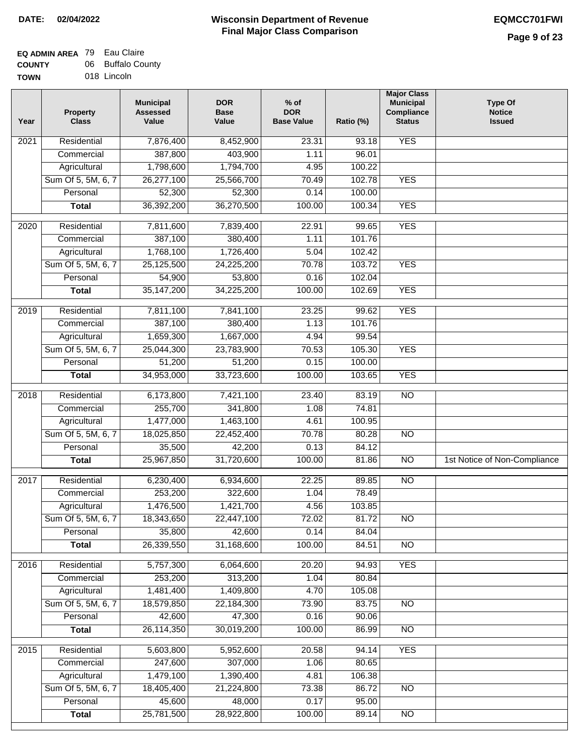**DATE:** 02/04/2022

# Wisconsin Department of Revenue
## Final Major Class Comparison

**EQMCC701FWI**

**EQ ADMIN AREA** 79 Eau Claire
**COUNTY** 06 Buffalo County
**TOWN** 018 Lincoln

| Year | Property Class | Municipal Assessed Value | DOR Base Value | % of DOR Base Value | Ratio (%) | Major Class Municipal Compliance Status | Type Of Notice Issued |
|---|---|---|---|---|---|---|---|
| 2021 | Residential | 7,876,400 | 8,452,900 | 23.31 | 93.18 | YES | |
| | Commercial | 387,800 | 403,900 | 1.11 | 96.01 | | |
| | Agricultural | 1,798,600 | 1,794,700 | 4.95 | 100.22 | | |
| | Sum Of 5, 5M, 6, 7 | 26,277,100 | 25,566,700 | 70.49 | 102.78 | YES | |
| | Personal | 52,300 | 52,300 | 0.14 | 100.00 | | |
| | **Total** | 36,392,200 | 36,270,500 | 100.00 | 100.34 | YES | |
| 2020 | Residential | 7,811,600 | 7,839,400 | 22.91 | 99.65 | YES | |
| | Commercial | 387,100 | 380,400 | 1.11 | 101.76 | | |
| | Agricultural | 1,768,100 | 1,726,400 | 5.04 | 102.42 | | |
| | Sum Of 5, 5M, 6, 7 | 25,125,500 | 24,225,200 | 70.78 | 103.72 | YES | |
| | Personal | 54,900 | 53,800 | 0.16 | 102.04 | | |
| | **Total** | 35,147,200 | 34,225,200 | 100.00 | 102.69 | YES | |
| 2019 | Residential | 7,811,100 | 7,841,100 | 23.25 | 99.62 | YES | |
| | Commercial | 387,100 | 380,400 | 1.13 | 101.76 | | |
| | Agricultural | 1,659,300 | 1,667,000 | 4.94 | 99.54 | | |
| | Sum Of 5, 5M, 6, 7 | 25,044,300 | 23,783,900 | 70.53 | 105.30 | YES | |
| | Personal | 51,200 | 51,200 | 0.15 | 100.00 | | |
| | **Total** | 34,953,000 | 33,723,600 | 100.00 | 103.65 | YES | |
| 2018 | Residential | 6,173,800 | 7,421,100 | 23.40 | 83.19 | NO | |
| | Commercial | 255,700 | 341,800 | 1.08 | 74.81 | | |
| | Agricultural | 1,477,000 | 1,463,100 | 4.61 | 100.95 | | |
| | Sum Of 5, 5M, 6, 7 | 18,025,850 | 22,452,400 | 70.78 | 80.28 | NO | |
| | Personal | 35,500 | 42,200 | 0.13 | 84.12 | | |
| | **Total** | 25,967,850 | 31,720,600 | 100.00 | 81.86 | NO | 1st Notice of Non-Compliance |
| 2017 | Residential | 6,230,400 | 6,934,600 | 22.25 | 89.85 | NO | |
| | Commercial | 253,200 | 322,600 | 1.04 | 78.49 | | |
| | Agricultural | 1,476,500 | 1,421,700 | 4.56 | 103.85 | | |
| | Sum Of 5, 5M, 6, 7 | 18,343,650 | 22,447,100 | 72.02 | 81.72 | NO | |
| | Personal | 35,800 | 42,600 | 0.14 | 84.04 | | |
| | **Total** | 26,339,550 | 31,168,600 | 100.00 | 84.51 | NO | |
| 2016 | Residential | 5,757,300 | 6,064,600 | 20.20 | 94.93 | YES | |
| | Commercial | 253,200 | 313,200 | 1.04 | 80.84 | | |
| | Agricultural | 1,481,400 | 1,409,800 | 4.70 | 105.08 | | |
| | Sum Of 5, 5M, 6, 7 | 18,579,850 | 22,184,300 | 73.90 | 83.75 | NO | |
| | Personal | 42,600 | 47,300 | 0.16 | 90.06 | | |
| | **Total** | 26,114,350 | 30,019,200 | 100.00 | 86.99 | NO | |
| 2015 | Residential | 5,603,800 | 5,952,600 | 20.58 | 94.14 | YES | |
| | Commercial | 247,600 | 307,000 | 1.06 | 80.65 | | |
| | Agricultural | 1,479,100 | 1,390,400 | 4.81 | 106.38 | | |
| | Sum Of 5, 5M, 6, 7 | 18,405,400 | 21,224,800 | 73.38 | 86.72 | NO | |
| | Personal | 45,600 | 48,000 | 0.17 | 95.00 | | |
| | **Total** | 25,781,500 | 28,922,800 | 100.00 | 89.14 | NO | |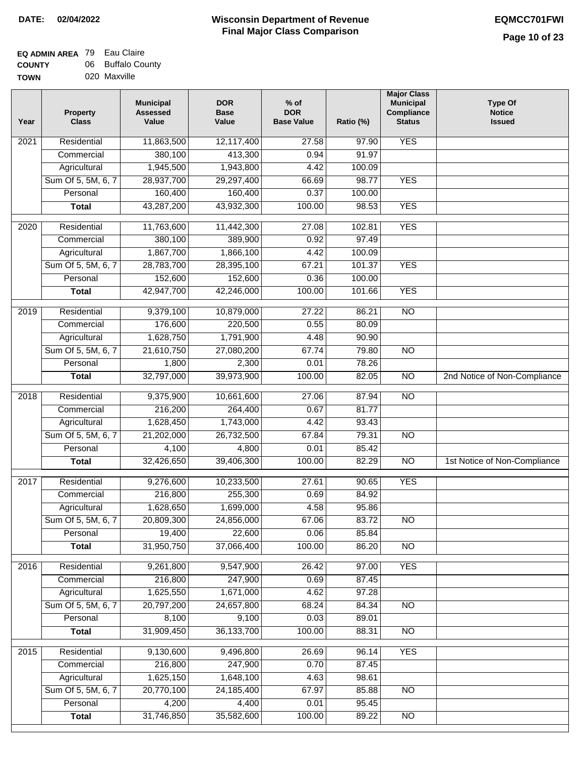**DATE:** 02/04/2022

# Wisconsin Department of Revenue
## Final Major Class Comparison

**EQMCC701FWI**

**EQ ADMIN AREA** 79 Eau Claire
**COUNTY** 06 Buffalo County
**TOWN** 020 Maxville

| Year | Property Class | Municipal Assessed Value | DOR Base Value | % of DOR Base Value | Ratio (%) | Major Class Municipal Compliance Status | Type Of Notice Issued |
|---|---|---|---|---|---|---|---|
| 2021 | Residential | 11,863,500 | 12,117,400 | 27.58 | 97.90 | YES | |
| | Commercial | 380,100 | 413,300 | 0.94 | 91.97 | | |
| | Agricultural | 1,945,500 | 1,943,800 | 4.42 | 100.09 | | |
| | Sum Of 5, 5M, 6, 7 | 28,937,700 | 29,297,400 | 66.69 | 98.77 | YES | |
| | Personal | 160,400 | 160,400 | 0.37 | 100.00 | | |
| | **Total** | 43,287,200 | 43,932,300 | 100.00 | 98.53 | YES | |
| 2020 | Residential | 11,763,600 | 11,442,300 | 27.08 | 102.81 | YES | |
| | Commercial | 380,100 | 389,900 | 0.92 | 97.49 | | |
| | Agricultural | 1,867,700 | 1,866,100 | 4.42 | 100.09 | | |
| | Sum Of 5, 5M, 6, 7 | 28,783,700 | 28,395,100 | 67.21 | 101.37 | YES | |
| | Personal | 152,600 | 152,600 | 0.36 | 100.00 | | |
| | **Total** | 42,947,700 | 42,246,000 | 100.00 | 101.66 | YES | |
| 2019 | Residential | 9,379,100 | 10,879,000 | 27.22 | 86.21 | NO | |
| | Commercial | 176,600 | 220,500 | 0.55 | 80.09 | | |
| | Agricultural | 1,628,750 | 1,791,900 | 4.48 | 90.90 | | |
| | Sum Of 5, 5M, 6, 7 | 21,610,750 | 27,080,200 | 67.74 | 79.80 | NO | |
| | Personal | 1,800 | 2,300 | 0.01 | 78.26 | | |
| | **Total** | 32,797,000 | 39,973,900 | 100.00 | 82.05 | NO | 2nd Notice of Non-Compliance |
| 2018 | Residential | 9,375,900 | 10,661,600 | 27.06 | 87.94 | NO | |
| | Commercial | 216,200 | 264,400 | 0.67 | 81.77 | | |
| | Agricultural | 1,628,450 | 1,743,000 | 4.42 | 93.43 | | |
| | Sum Of 5, 5M, 6, 7 | 21,202,000 | 26,732,500 | 67.84 | 79.31 | NO | |
| | Personal | 4,100 | 4,800 | 0.01 | 85.42 | | |
| | **Total** | 32,426,650 | 39,406,300 | 100.00 | 82.29 | NO | 1st Notice of Non-Compliance |
| 2017 | Residential | 9,276,600 | 10,233,500 | 27.61 | 90.65 | YES | |
| | Commercial | 216,800 | 255,300 | 0.69 | 84.92 | | |
| | Agricultural | 1,628,650 | 1,699,000 | 4.58 | 95.86 | | |
| | Sum Of 5, 5M, 6, 7 | 20,809,300 | 24,856,000 | 67.06 | 83.72 | NO | |
| | Personal | 19,400 | 22,600 | 0.06 | 85.84 | | |
| | **Total** | 31,950,750 | 37,066,400 | 100.00 | 86.20 | NO | |
| 2016 | Residential | 9,261,800 | 9,547,900 | 26.42 | 97.00 | YES | |
| | Commercial | 216,800 | 247,900 | 0.69 | 87.45 | | |
| | Agricultural | 1,625,550 | 1,671,000 | 4.62 | 97.28 | | |
| | Sum Of 5, 5M, 6, 7 | 20,797,200 | 24,657,800 | 68.24 | 84.34 | NO | |
| | Personal | 8,100 | 9,100 | 0.03 | 89.01 | | |
| | **Total** | 31,909,450 | 36,133,700 | 100.00 | 88.31 | NO | |
| 2015 | Residential | 9,130,600 | 9,496,800 | 26.69 | 96.14 | YES | |
| | Commercial | 216,800 | 247,900 | 0.70 | 87.45 | | |
| | Agricultural | 1,625,150 | 1,648,100 | 4.63 | 98.61 | | |
| | Sum Of 5, 5M, 6, 7 | 20,770,100 | 24,185,400 | 67.97 | 85.88 | NO | |
| | Personal | 4,200 | 4,400 | 0.01 | 95.45 | | |
| | **Total** | 31,746,850 | 35,582,600 | 100.00 | 89.22 | NO | |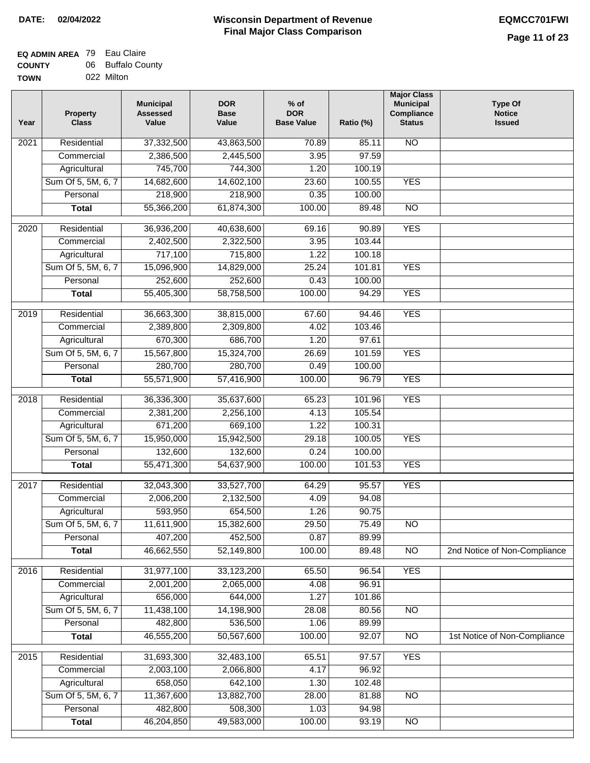**DATE: 02/04/2022**

# Wisconsin Department of Revenue
## Final Major Class Comparison

**EQMCC701FWI**

**EQ ADMIN AREA** 79 Eau Claire
**COUNTY** 06 Buffalo County
**TOWN** 022 Milton

| Year | Property Class | Municipal Assessed Value | DOR Base Value | % of DOR Base Value | Ratio (%) | Major Class Municipal Compliance Status | Type Of Notice Issued |
|---|---|---|---|---|---|---|---|
| 2021 | Residential | 37,332,500 | 43,863,500 | 70.89 | 85.11 | NO | |
| | Commercial | 2,386,500 | 2,445,500 | 3.95 | 97.59 | | |
| | Agricultural | 745,700 | 744,300 | 1.20 | 100.19 | | |
| | Sum Of 5, 5M, 6, 7 | 14,682,600 | 14,602,100 | 23.60 | 100.55 | YES | |
| | Personal | 218,900 | 218,900 | 0.35 | 100.00 | | |
| | **Total** | 55,366,200 | 61,874,300 | 100.00 | 89.48 | NO | |
| 2020 | Residential | 36,936,200 | 40,638,600 | 69.16 | 90.89 | YES | |
| | Commercial | 2,402,500 | 2,322,500 | 3.95 | 103.44 | | |
| | Agricultural | 717,100 | 715,800 | 1.22 | 100.18 | | |
| | Sum Of 5, 5M, 6, 7 | 15,096,900 | 14,829,000 | 25.24 | 101.81 | YES | |
| | Personal | 252,600 | 252,600 | 0.43 | 100.00 | | |
| | **Total** | 55,405,300 | 58,758,500 | 100.00 | 94.29 | YES | |
| 2019 | Residential | 36,663,300 | 38,815,000 | 67.60 | 94.46 | YES | |
| | Commercial | 2,389,800 | 2,309,800 | 4.02 | 103.46 | | |
| | Agricultural | 670,300 | 686,700 | 1.20 | 97.61 | | |
| | Sum Of 5, 5M, 6, 7 | 15,567,800 | 15,324,700 | 26.69 | 101.59 | YES | |
| | Personal | 280,700 | 280,700 | 0.49 | 100.00 | | |
| | **Total** | 55,571,900 | 57,416,900 | 100.00 | 96.79 | YES | |
| 2018 | Residential | 36,336,300 | 35,637,600 | 65.23 | 101.96 | YES | |
| | Commercial | 2,381,200 | 2,256,100 | 4.13 | 105.54 | | |
| | Agricultural | 671,200 | 669,100 | 1.22 | 100.31 | | |
| | Sum Of 5, 5M, 6, 7 | 15,950,000 | 15,942,500 | 29.18 | 100.05 | YES | |
| | Personal | 132,600 | 132,600 | 0.24 | 100.00 | | |
| | **Total** | 55,471,300 | 54,637,900 | 100.00 | 101.53 | YES | |
| 2017 | Residential | 32,043,300 | 33,527,700 | 64.29 | 95.57 | YES | |
| | Commercial | 2,006,200 | 2,132,500 | 4.09 | 94.08 | | |
| | Agricultural | 593,950 | 654,500 | 1.26 | 90.75 | | |
| | Sum Of 5, 5M, 6, 7 | 11,611,900 | 15,382,600 | 29.50 | 75.49 | NO | |
| | Personal | 407,200 | 452,500 | 0.87 | 89.99 | | |
| | **Total** | 46,662,550 | 52,149,800 | 100.00 | 89.48 | NO | 2nd Notice of Non-Compliance |
| 2016 | Residential | 31,977,100 | 33,123,200 | 65.50 | 96.54 | YES | |
| | Commercial | 2,001,200 | 2,065,000 | 4.08 | 96.91 | | |
| | Agricultural | 656,000 | 644,000 | 1.27 | 101.86 | | |
| | Sum Of 5, 5M, 6, 7 | 11,438,100 | 14,198,900 | 28.08 | 80.56 | NO | |
| | Personal | 482,800 | 536,500 | 1.06 | 89.99 | | |
| | **Total** | 46,555,200 | 50,567,600 | 100.00 | 92.07 | NO | 1st Notice of Non-Compliance |
| 2015 | Residential | 31,693,300 | 32,483,100 | 65.51 | 97.57 | YES | |
| | Commercial | 2,003,100 | 2,066,800 | 4.17 | 96.92 | | |
| | Agricultural | 658,050 | 642,100 | 1.30 | 102.48 | | |
| | Sum Of 5, 5M, 6, 7 | 11,367,600 | 13,882,700 | 28.00 | 81.88 | NO | |
| | Personal | 482,800 | 508,300 | 1.03 | 94.98 | | |
| | **Total** | 46,204,850 | 49,583,000 | 100.00 | 93.19 | NO | |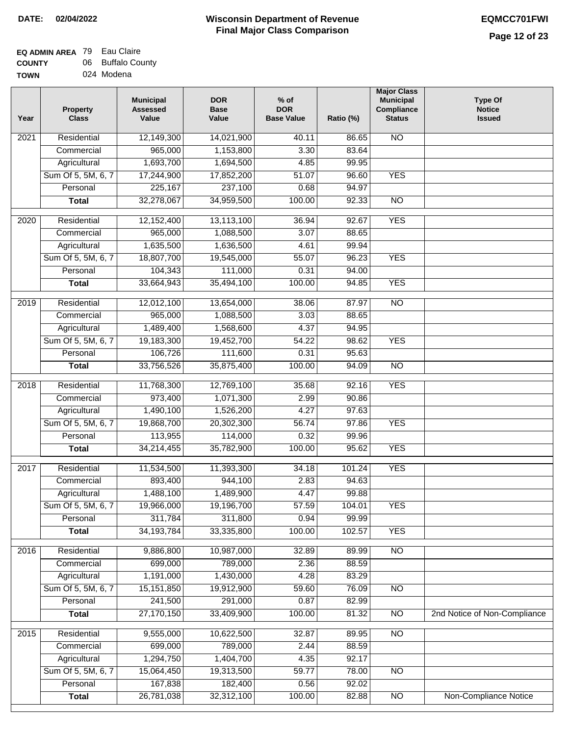**DATE:** 02/04/2022

# Wisconsin Department of Revenue
## Final Major Class Comparison

**EQMCC701FWI**

**EQ ADMIN AREA** 79 Eau Claire
**COUNTY** 06 Buffalo County
**TOWN** 024 Modena

| Year | Property Class | Municipal Assessed Value | DOR Base Value | % of DOR Base Value | Ratio (%) | Major Class Municipal Compliance Status | Type Of Notice Issued |
|---|---|---|---|---|---|---|---|
| 2021 | Residential | 12,149,300 | 14,021,900 | 40.11 | 86.65 | NO | |
| | Commercial | 965,000 | 1,153,800 | 3.30 | 83.64 | | |
| | Agricultural | 1,693,700 | 1,694,500 | 4.85 | 99.95 | | |
| | Sum Of 5, 5M, 6, 7 | 17,244,900 | 17,852,200 | 51.07 | 96.60 | YES | |
| | Personal | 225,167 | 237,100 | 0.68 | 94.97 | | |
| | **Total** | 32,278,067 | 34,959,500 | 100.00 | 92.33 | NO | |
| 2020 | Residential | 12,152,400 | 13,113,100 | 36.94 | 92.67 | YES | |
| | Commercial | 965,000 | 1,088,500 | 3.07 | 88.65 | | |
| | Agricultural | 1,635,500 | 1,636,500 | 4.61 | 99.94 | | |
| | Sum Of 5, 5M, 6, 7 | 18,807,700 | 19,545,000 | 55.07 | 96.23 | YES | |
| | Personal | 104,343 | 111,000 | 0.31 | 94.00 | | |
| | **Total** | 33,664,943 | 35,494,100 | 100.00 | 94.85 | YES | |
| 2019 | Residential | 12,012,100 | 13,654,000 | 38.06 | 87.97 | NO | |
| | Commercial | 965,000 | 1,088,500 | 3.03 | 88.65 | | |
| | Agricultural | 1,489,400 | 1,568,600 | 4.37 | 94.95 | | |
| | Sum Of 5, 5M, 6, 7 | 19,183,300 | 19,452,700 | 54.22 | 98.62 | YES | |
| | Personal | 106,726 | 111,600 | 0.31 | 95.63 | | |
| | **Total** | 33,756,526 | 35,875,400 | 100.00 | 94.09 | NO | |
| 2018 | Residential | 11,768,300 | 12,769,100 | 35.68 | 92.16 | YES | |
| | Commercial | 973,400 | 1,071,300 | 2.99 | 90.86 | | |
| | Agricultural | 1,490,100 | 1,526,200 | 4.27 | 97.63 | | |
| | Sum Of 5, 5M, 6, 7 | 19,868,700 | 20,302,300 | 56.74 | 97.86 | YES | |
| | Personal | 113,955 | 114,000 | 0.32 | 99.96 | | |
| | **Total** | 34,214,455 | 35,782,900 | 100.00 | 95.62 | YES | |
| 2017 | Residential | 11,534,500 | 11,393,300 | 34.18 | 101.24 | YES | |
| | Commercial | 893,400 | 944,100 | 2.83 | 94.63 | | |
| | Agricultural | 1,488,100 | 1,489,900 | 4.47 | 99.88 | | |
| | Sum Of 5, 5M, 6, 7 | 19,966,000 | 19,196,700 | 57.59 | 104.01 | YES | |
| | Personal | 311,784 | 311,800 | 0.94 | 99.99 | | |
| | **Total** | 34,193,784 | 33,335,800 | 100.00 | 102.57 | YES | |
| 2016 | Residential | 9,886,800 | 10,987,000 | 32.89 | 89.99 | NO | |
| | Commercial | 699,000 | 789,000 | 2.36 | 88.59 | | |
| | Agricultural | 1,191,000 | 1,430,000 | 4.28 | 83.29 | | |
| | Sum Of 5, 5M, 6, 7 | 15,151,850 | 19,912,900 | 59.60 | 76.09 | NO | |
| | Personal | 241,500 | 291,000 | 0.87 | 82.99 | | |
| | **Total** | 27,170,150 | 33,409,900 | 100.00 | 81.32 | NO | 2nd Notice of Non-Compliance |
| 2015 | Residential | 9,555,000 | 10,622,500 | 32.87 | 89.95 | NO | |
| | Commercial | 699,000 | 789,000 | 2.44 | 88.59 | | |
| | Agricultural | 1,294,750 | 1,404,700 | 4.35 | 92.17 | | |
| | Sum Of 5, 5M, 6, 7 | 15,064,450 | 19,313,500 | 59.77 | 78.00 | NO | |
| | Personal | 167,838 | 182,400 | 0.56 | 92.02 | | |
| | **Total** | 26,781,038 | 32,312,100 | 100.00 | 82.88 | NO | Non-Compliance Notice |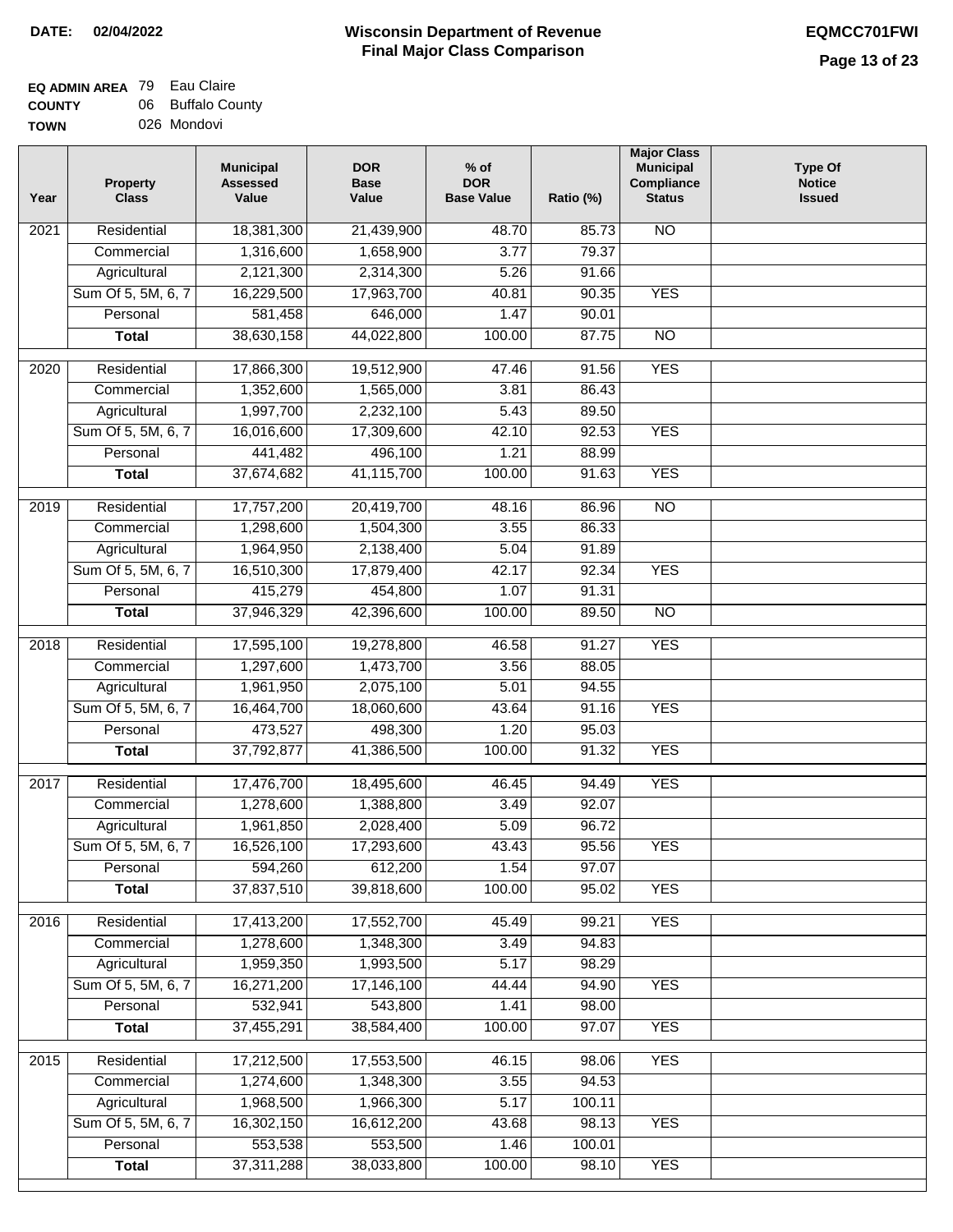**DATE: 02/04/2022**

# Wisconsin Department of Revenue
## Final Major Class Comparison

**EQMCC701FWI**

**EQ ADMIN AREA** 79 Eau Claire
**COUNTY** 06 Buffalo County
**TOWN** 026 Mondovi

| Year | Property Class | Municipal Assessed Value | DOR Base Value | % of DOR Base Value | Ratio (%) | Major Class Municipal Compliance Status | Type Of Notice Issued |
|---|---|---|---|---|---|---|---|
| 2021 | Residential | 18,381,300 | 21,439,900 | 48.70 | 85.73 | NO | |
| | Commercial | 1,316,600 | 1,658,900 | 3.77 | 79.37 | | |
| | Agricultural | 2,121,300 | 2,314,300 | 5.26 | 91.66 | | |
| | Sum Of 5, 5M, 6, 7 | 16,229,500 | 17,963,700 | 40.81 | 90.35 | YES | |
| | Personal | 581,458 | 646,000 | 1.47 | 90.01 | | |
| | **Total** | 38,630,158 | 44,022,800 | 100.00 | 87.75 | NO | |
| 2020 | Residential | 17,866,300 | 19,512,900 | 47.46 | 91.56 | YES | |
| | Commercial | 1,352,600 | 1,565,000 | 3.81 | 86.43 | | |
| | Agricultural | 1,997,700 | 2,232,100 | 5.43 | 89.50 | | |
| | Sum Of 5, 5M, 6, 7 | 16,016,600 | 17,309,600 | 42.10 | 92.53 | YES | |
| | Personal | 441,482 | 496,100 | 1.21 | 88.99 | | |
| | **Total** | 37,674,682 | 41,115,700 | 100.00 | 91.63 | YES | |
| 2019 | Residential | 17,757,200 | 20,419,700 | 48.16 | 86.96 | NO | |
| | Commercial | 1,298,600 | 1,504,300 | 3.55 | 86.33 | | |
| | Agricultural | 1,964,950 | 2,138,400 | 5.04 | 91.89 | | |
| | Sum Of 5, 5M, 6, 7 | 16,510,300 | 17,879,400 | 42.17 | 92.34 | YES | |
| | Personal | 415,279 | 454,800 | 1.07 | 91.31 | | |
| | **Total** | 37,946,329 | 42,396,600 | 100.00 | 89.50 | NO | |
| 2018 | Residential | 17,595,100 | 19,278,800 | 46.58 | 91.27 | YES | |
| | Commercial | 1,297,600 | 1,473,700 | 3.56 | 88.05 | | |
| | Agricultural | 1,961,950 | 2,075,100 | 5.01 | 94.55 | | |
| | Sum Of 5, 5M, 6, 7 | 16,464,700 | 18,060,600 | 43.64 | 91.16 | YES | |
| | Personal | 473,527 | 498,300 | 1.20 | 95.03 | | |
| | **Total** | 37,792,877 | 41,386,500 | 100.00 | 91.32 | YES | |
| 2017 | Residential | 17,476,700 | 18,495,600 | 46.45 | 94.49 | YES | |
| | Commercial | 1,278,600 | 1,388,800 | 3.49 | 92.07 | | |
| | Agricultural | 1,961,850 | 2,028,400 | 5.09 | 96.72 | | |
| | Sum Of 5, 5M, 6, 7 | 16,526,100 | 17,293,600 | 43.43 | 95.56 | YES | |
| | Personal | 594,260 | 612,200 | 1.54 | 97.07 | | |
| | **Total** | 37,837,510 | 39,818,600 | 100.00 | 95.02 | YES | |
| 2016 | Residential | 17,413,200 | 17,552,700 | 45.49 | 99.21 | YES | |
| | Commercial | 1,278,600 | 1,348,300 | 3.49 | 94.83 | | |
| | Agricultural | 1,959,350 | 1,993,500 | 5.17 | 98.29 | | |
| | Sum Of 5, 5M, 6, 7 | 16,271,200 | 17,146,100 | 44.44 | 94.90 | YES | |
| | Personal | 532,941 | 543,800 | 1.41 | 98.00 | | |
| | **Total** | 37,455,291 | 38,584,400 | 100.00 | 97.07 | YES | |
| 2015 | Residential | 17,212,500 | 17,553,500 | 46.15 | 98.06 | YES | |
| | Commercial | 1,274,600 | 1,348,300 | 3.55 | 94.53 | | |
| | Agricultural | 1,968,500 | 1,966,300 | 5.17 | 100.11 | | |
| | Sum Of 5, 5M, 6, 7 | 16,302,150 | 16,612,200 | 43.68 | 98.13 | YES | |
| | Personal | 553,538 | 553,500 | 1.46 | 100.01 | | |
| | **Total** | 37,311,288 | 38,033,800 | 100.00 | 98.10 | YES | |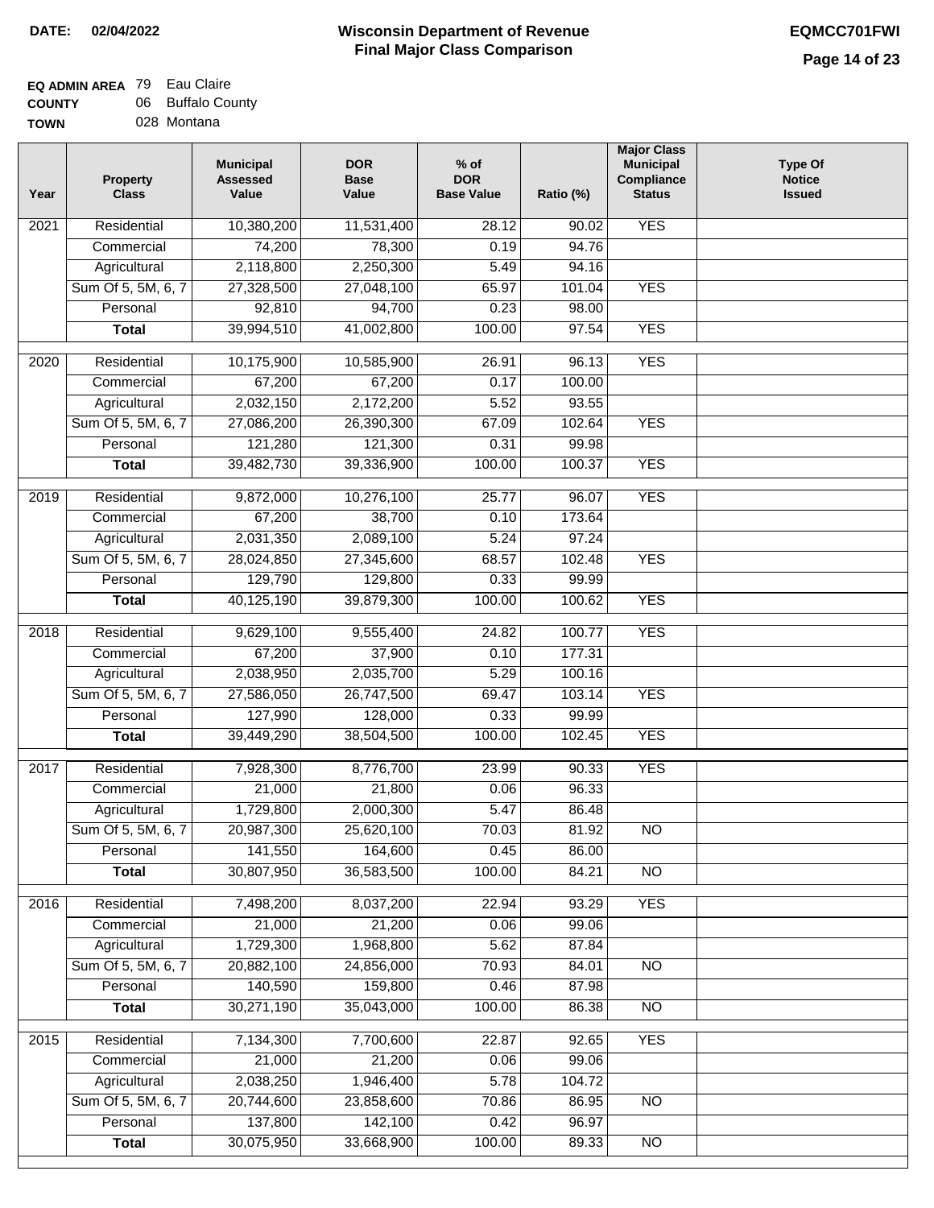**DATE: 02/04/2022**

# Wisconsin Department of Revenue
## Final Major Class Comparison

**EQMCC701FWI**

**EQ ADMIN AREA** 79 Eau Claire
**COUNTY** 06 Buffalo County
**TOWN** 028 Montana

| Year | Property Class | Municipal Assessed Value | DOR Base Value | % of DOR Base Value | Ratio (%) | Major Class Municipal Compliance Status | Type Of Notice Issued |
|---|---|---|---|---|---|---|---|
| 2021 | Residential | 10,380,200 | 11,531,400 | 28.12 | 90.02 | YES | |
| | Commercial | 74,200 | 78,300 | 0.19 | 94.76 | | |
| | Agricultural | 2,118,800 | 2,250,300 | 5.49 | 94.16 | | |
| | Sum Of 5, 5M, 6, 7 | 27,328,500 | 27,048,100 | 65.97 | 101.04 | YES | |
| | Personal | 92,810 | 94,700 | 0.23 | 98.00 | | |
| | **Total** | 39,994,510 | 41,002,800 | 100.00 | 97.54 | YES | |
| 2020 | Residential | 10,175,900 | 10,585,900 | 26.91 | 96.13 | YES | |
| | Commercial | 67,200 | 67,200 | 0.17 | 100.00 | | |
| | Agricultural | 2,032,150 | 2,172,200 | 5.52 | 93.55 | | |
| | Sum Of 5, 5M, 6, 7 | 27,086,200 | 26,390,300 | 67.09 | 102.64 | YES | |
| | Personal | 121,280 | 121,300 | 0.31 | 99.98 | | |
| | **Total** | 39,482,730 | 39,336,900 | 100.00 | 100.37 | YES | |
| 2019 | Residential | 9,872,000 | 10,276,100 | 25.77 | 96.07 | YES | |
| | Commercial | 67,200 | 38,700 | 0.10 | 173.64 | | |
| | Agricultural | 2,031,350 | 2,089,100 | 5.24 | 97.24 | | |
| | Sum Of 5, 5M, 6, 7 | 28,024,850 | 27,345,600 | 68.57 | 102.48 | YES | |
| | Personal | 129,790 | 129,800 | 0.33 | 99.99 | | |
| | **Total** | 40,125,190 | 39,879,300 | 100.00 | 100.62 | YES | |
| 2018 | Residential | 9,629,100 | 9,555,400 | 24.82 | 100.77 | YES | |
| | Commercial | 67,200 | 37,900 | 0.10 | 177.31 | | |
| | Agricultural | 2,038,950 | 2,035,700 | 5.29 | 100.16 | | |
| | Sum Of 5, 5M, 6, 7 | 27,586,050 | 26,747,500 | 69.47 | 103.14 | YES | |
| | Personal | 127,990 | 128,000 | 0.33 | 99.99 | | |
| | **Total** | 39,449,290 | 38,504,500 | 100.00 | 102.45 | YES | |
| 2017 | Residential | 7,928,300 | 8,776,700 | 23.99 | 90.33 | YES | |
| | Commercial | 21,000 | 21,800 | 0.06 | 96.33 | | |
| | Agricultural | 1,729,800 | 2,000,300 | 5.47 | 86.48 | | |
| | Sum Of 5, 5M, 6, 7 | 20,987,300 | 25,620,100 | 70.03 | 81.92 | NO | |
| | Personal | 141,550 | 164,600 | 0.45 | 86.00 | | |
| | **Total** | 30,807,950 | 36,583,500 | 100.00 | 84.21 | NO | |
| 2016 | Residential | 7,498,200 | 8,037,200 | 22.94 | 93.29 | YES | |
| | Commercial | 21,000 | 21,200 | 0.06 | 99.06 | | |
| | Agricultural | 1,729,300 | 1,968,800 | 5.62 | 87.84 | | |
| | Sum Of 5, 5M, 6, 7 | 20,882,100 | 24,856,000 | 70.93 | 84.01 | NO | |
| | Personal | 140,590 | 159,800 | 0.46 | 87.98 | | |
| | **Total** | 30,271,190 | 35,043,000 | 100.00 | 86.38 | NO | |
| 2015 | Residential | 7,134,300 | 7,700,600 | 22.87 | 92.65 | YES | |
| | Commercial | 21,000 | 21,200 | 0.06 | 99.06 | | |
| | Agricultural | 2,038,250 | 1,946,400 | 5.78 | 104.72 | | |
| | Sum Of 5, 5M, 6, 7 | 20,744,600 | 23,858,600 | 70.86 | 86.95 | NO | |
| | Personal | 137,800 | 142,100 | 0.42 | 96.97 | | |
| | **Total** | 30,075,950 | 33,668,900 | 100.00 | 89.33 | NO | |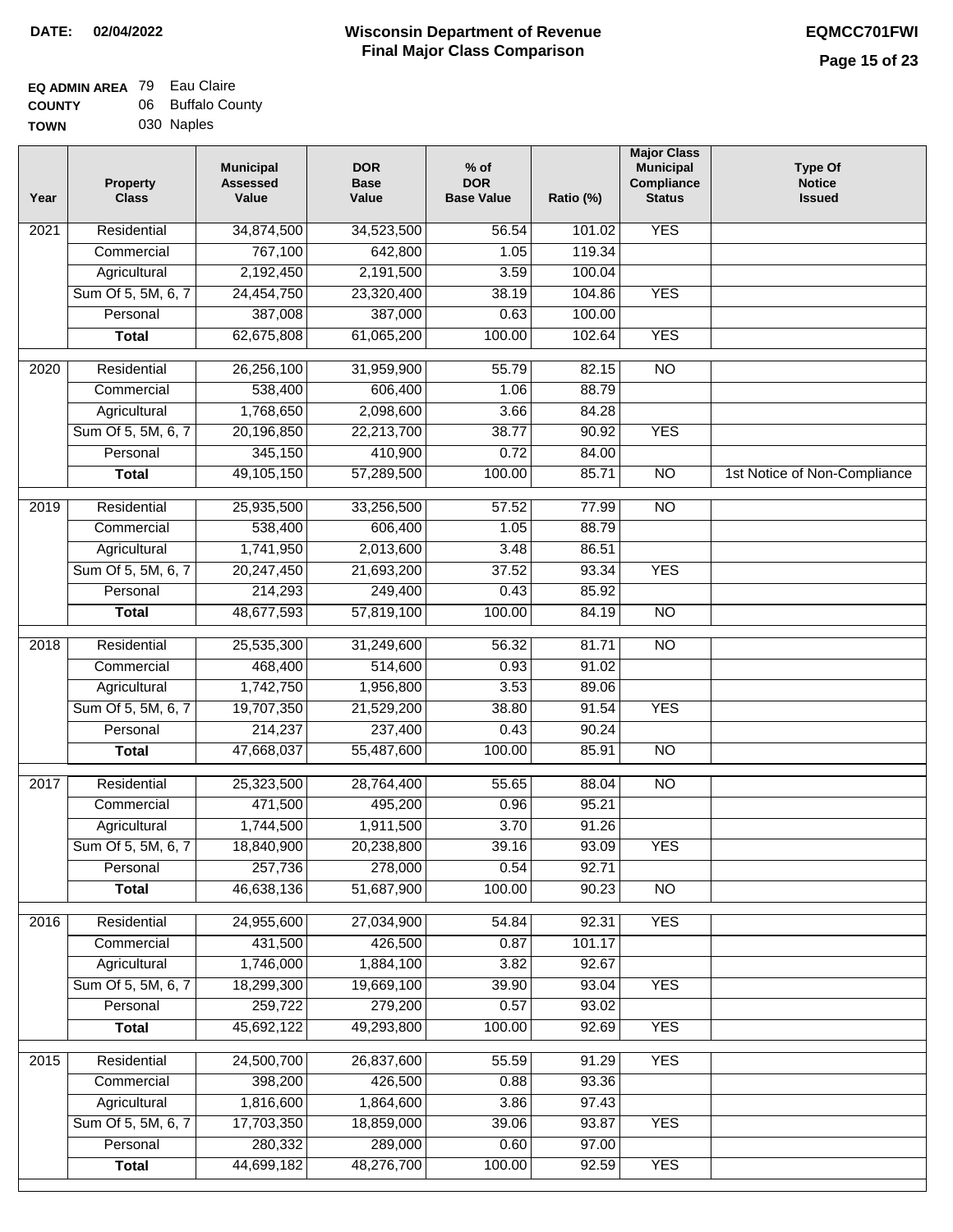**DATE:** 02/04/2022

# Wisconsin Department of Revenue
## Final Major Class Comparison

**EQMCC701FWI**

**EQ ADMIN AREA** 79 Eau Claire
**COUNTY** 06 Buffalo County
**TOWN** 030 Naples

| Year | Property Class | Municipal Assessed Value | DOR Base Value | % of DOR Base Value | Ratio (%) | Major Class Municipal Compliance Status | Type Of Notice Issued |
|---|---|---|---|---|---|---|---|
| 2021 | Residential | 34,874,500 | 34,523,500 | 56.54 | 101.02 | YES | |
| | Commercial | 767,100 | 642,800 | 1.05 | 119.34 | | |
| | Agricultural | 2,192,450 | 2,191,500 | 3.59 | 100.04 | | |
| | Sum Of 5, 5M, 6, 7 | 24,454,750 | 23,320,400 | 38.19 | 104.86 | YES | |
| | Personal | 387,008 | 387,000 | 0.63 | 100.00 | | |
| | **Total** | 62,675,808 | 61,065,200 | 100.00 | 102.64 | YES | |
| 2020 | Residential | 26,256,100 | 31,959,900 | 55.79 | 82.15 | NO | |
| | Commercial | 538,400 | 606,400 | 1.06 | 88.79 | | |
| | Agricultural | 1,768,650 | 2,098,600 | 3.66 | 84.28 | | |
| | Sum Of 5, 5M, 6, 7 | 20,196,850 | 22,213,700 | 38.77 | 90.92 | YES | |
| | Personal | 345,150 | 410,900 | 0.72 | 84.00 | | |
| | **Total** | 49,105,150 | 57,289,500 | 100.00 | 85.71 | NO | 1st Notice of Non-Compliance |
| 2019 | Residential | 25,935,500 | 33,256,500 | 57.52 | 77.99 | NO | |
| | Commercial | 538,400 | 606,400 | 1.05 | 88.79 | | |
| | Agricultural | 1,741,950 | 2,013,600 | 3.48 | 86.51 | | |
| | Sum Of 5, 5M, 6, 7 | 20,247,450 | 21,693,200 | 37.52 | 93.34 | YES | |
| | Personal | 214,293 | 249,400 | 0.43 | 85.92 | | |
| | **Total** | 48,677,593 | 57,819,100 | 100.00 | 84.19 | NO | |
| 2018 | Residential | 25,535,300 | 31,249,600 | 56.32 | 81.71 | NO | |
| | Commercial | 468,400 | 514,600 | 0.93 | 91.02 | | |
| | Agricultural | 1,742,750 | 1,956,800 | 3.53 | 89.06 | | |
| | Sum Of 5, 5M, 6, 7 | 19,707,350 | 21,529,200 | 38.80 | 91.54 | YES | |
| | Personal | 214,237 | 237,400 | 0.43 | 90.24 | | |
| | **Total** | 47,668,037 | 55,487,600 | 100.00 | 85.91 | NO | |
| 2017 | Residential | 25,323,500 | 28,764,400 | 55.65 | 88.04 | NO | |
| | Commercial | 471,500 | 495,200 | 0.96 | 95.21 | | |
| | Agricultural | 1,744,500 | 1,911,500 | 3.70 | 91.26 | | |
| | Sum Of 5, 5M, 6, 7 | 18,840,900 | 20,238,800 | 39.16 | 93.09 | YES | |
| | Personal | 257,736 | 278,000 | 0.54 | 92.71 | | |
| | **Total** | 46,638,136 | 51,687,900 | 100.00 | 90.23 | NO | |
| 2016 | Residential | 24,955,600 | 27,034,900 | 54.84 | 92.31 | YES | |
| | Commercial | 431,500 | 426,500 | 0.87 | 101.17 | | |
| | Agricultural | 1,746,000 | 1,884,100 | 3.82 | 92.67 | | |
| | Sum Of 5, 5M, 6, 7 | 18,299,300 | 19,669,100 | 39.90 | 93.04 | YES | |
| | Personal | 259,722 | 279,200 | 0.57 | 93.02 | | |
| | **Total** | 45,692,122 | 49,293,800 | 100.00 | 92.69 | YES | |
| 2015 | Residential | 24,500,700 | 26,837,600 | 55.59 | 91.29 | YES | |
| | Commercial | 398,200 | 426,500 | 0.88 | 93.36 | | |
| | Agricultural | 1,816,600 | 1,864,600 | 3.86 | 97.43 | | |
| | Sum Of 5, 5M, 6, 7 | 17,703,350 | 18,859,000 | 39.06 | 93.87 | YES | |
| | Personal | 280,332 | 289,000 | 0.60 | 97.00 | | |
| | **Total** | 44,699,182 | 48,276,700 | 100.00 | 92.59 | YES | |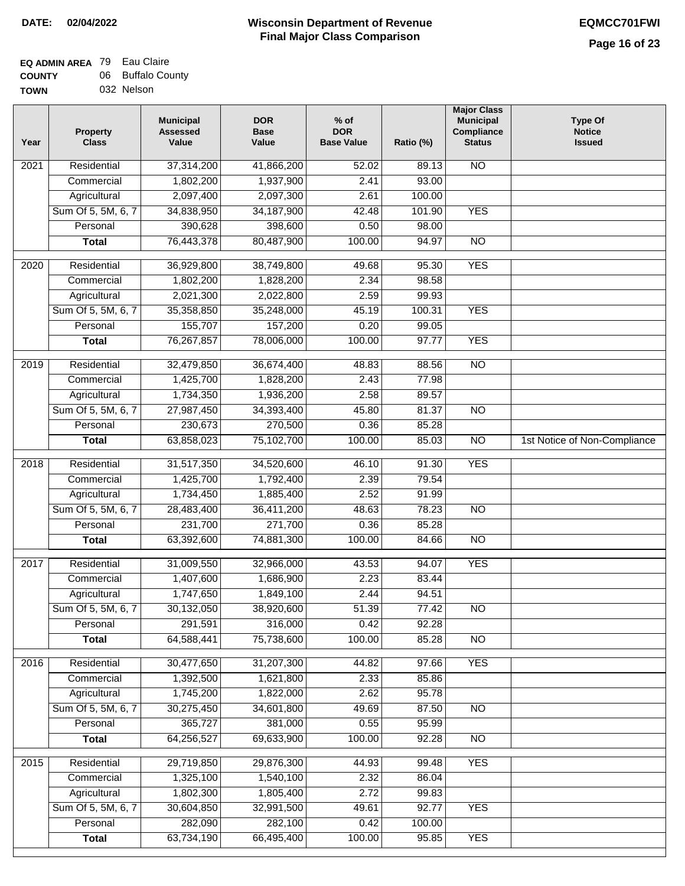**DATE: 02/04/2022**

# Wisconsin Department of Revenue
## Final Major Class Comparison

**EQMCC701FWI**

**EQ ADMIN AREA** 79 Eau Claire
**COUNTY** 06 Buffalo County
**TOWN** 032 Nelson

| Year | Property Class | Municipal Assessed Value | DOR Base Value | % of DOR Base Value | Ratio (%) | Major Class Municipal Compliance Status | Type Of Notice Issued |
|---|---|---|---|---|---|---|---|
| 2021 | Residential | 37,314,200 | 41,866,200 | 52.02 | 89.13 | NO | |
| | Commercial | 1,802,200 | 1,937,900 | 2.41 | 93.00 | | |
| | Agricultural | 2,097,400 | 2,097,300 | 2.61 | 100.00 | | |
| | Sum Of 5, 5M, 6, 7 | 34,838,950 | 34,187,900 | 42.48 | 101.90 | YES | |
| | Personal | 390,628 | 398,600 | 0.50 | 98.00 | | |
| | **Total** | 76,443,378 | 80,487,900 | 100.00 | 94.97 | NO | |
| 2020 | Residential | 36,929,800 | 38,749,800 | 49.68 | 95.30 | YES | |
| | Commercial | 1,802,200 | 1,828,200 | 2.34 | 98.58 | | |
| | Agricultural | 2,021,300 | 2,022,800 | 2.59 | 99.93 | | |
| | Sum Of 5, 5M, 6, 7 | 35,358,850 | 35,248,000 | 45.19 | 100.31 | YES | |
| | Personal | 155,707 | 157,200 | 0.20 | 99.05 | | |
| | **Total** | 76,267,857 | 78,006,000 | 100.00 | 97.77 | YES | |
| 2019 | Residential | 32,479,850 | 36,674,400 | 48.83 | 88.56 | NO | |
| | Commercial | 1,425,700 | 1,828,200 | 2.43 | 77.98 | | |
| | Agricultural | 1,734,350 | 1,936,200 | 2.58 | 89.57 | | |
| | Sum Of 5, 5M, 6, 7 | 27,987,450 | 34,393,400 | 45.80 | 81.37 | NO | |
| | Personal | 230,673 | 270,500 | 0.36 | 85.28 | | |
| | **Total** | 63,858,023 | 75,102,700 | 100.00 | 85.03 | NO | 1st Notice of Non-Compliance |
| 2018 | Residential | 31,517,350 | 34,520,600 | 46.10 | 91.30 | YES | |
| | Commercial | 1,425,700 | 1,792,400 | 2.39 | 79.54 | | |
| | Agricultural | 1,734,450 | 1,885,400 | 2.52 | 91.99 | | |
| | Sum Of 5, 5M, 6, 7 | 28,483,400 | 36,411,200 | 48.63 | 78.23 | NO | |
| | Personal | 231,700 | 271,700 | 0.36 | 85.28 | | |
| | **Total** | 63,392,600 | 74,881,300 | 100.00 | 84.66 | NO | |
| 2017 | Residential | 31,009,550 | 32,966,000 | 43.53 | 94.07 | YES | |
| | Commercial | 1,407,600 | 1,686,900 | 2.23 | 83.44 | | |
| | Agricultural | 1,747,650 | 1,849,100 | 2.44 | 94.51 | | |
| | Sum Of 5, 5M, 6, 7 | 30,132,050 | 38,920,600 | 51.39 | 77.42 | NO | |
| | Personal | 291,591 | 316,000 | 0.42 | 92.28 | | |
| | **Total** | 64,588,441 | 75,738,600 | 100.00 | 85.28 | NO | |
| 2016 | Residential | 30,477,650 | 31,207,300 | 44.82 | 97.66 | YES | |
| | Commercial | 1,392,500 | 1,621,800 | 2.33 | 85.86 | | |
| | Agricultural | 1,745,200 | 1,822,000 | 2.62 | 95.78 | | |
| | Sum Of 5, 5M, 6, 7 | 30,275,450 | 34,601,800 | 49.69 | 87.50 | NO | |
| | Personal | 365,727 | 381,000 | 0.55 | 95.99 | | |
| | **Total** | 64,256,527 | 69,633,900 | 100.00 | 92.28 | NO | |
| 2015 | Residential | 29,719,850 | 29,876,300 | 44.93 | 99.48 | YES | |
| | Commercial | 1,325,100 | 1,540,100 | 2.32 | 86.04 | | |
| | Agricultural | 1,802,300 | 1,805,400 | 2.72 | 99.83 | | |
| | Sum Of 5, 5M, 6, 7 | 30,604,850 | 32,991,500 | 49.61 | 92.77 | YES | |
| | Personal | 282,090 | 282,100 | 0.42 | 100.00 | | |
| | **Total** | 63,734,190 | 66,495,400 | 100.00 | 95.85 | YES | |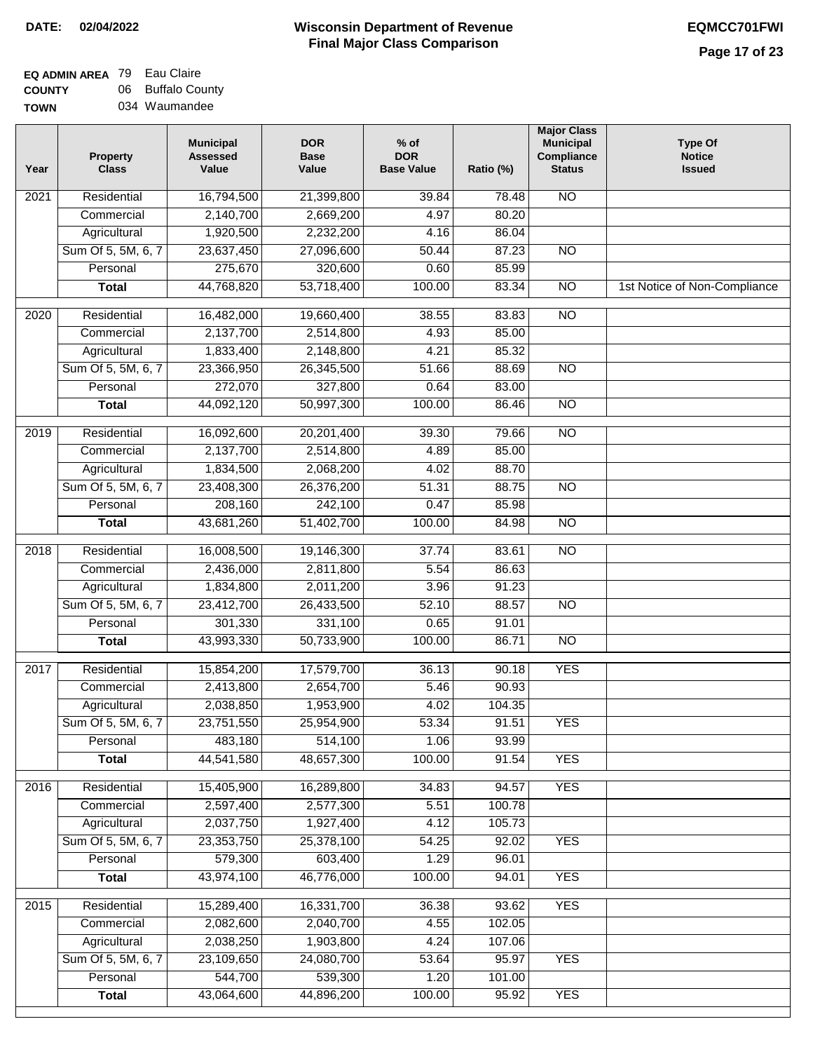**DATE:** 02/04/2022

# Wisconsin Department of Revenue
## Final Major Class Comparison

**EQMCC701FWI**

**EQ ADMIN AREA** 79 Eau Claire
**COUNTY** 06 Buffalo County
**TOWN** 034 Waumandee

| Year | Property Class | Municipal Assessed Value | DOR Base Value | % of DOR Base Value | Ratio (%) | Major Class Municipal Compliance Status | Type Of Notice Issued |
|---|---|---|---|---|---|---|---|
| 2021 | Residential | 16,794,500 | 21,399,800 | 39.84 | 78.48 | NO | |
| | Commercial | 2,140,700 | 2,669,200 | 4.97 | 80.20 | | |
| | Agricultural | 1,920,500 | 2,232,200 | 4.16 | 86.04 | | |
| | Sum Of 5, 5M, 6, 7 | 23,637,450 | 27,096,600 | 50.44 | 87.23 | NO | |
| | Personal | 275,670 | 320,600 | 0.60 | 85.99 | | |
| | **Total** | 44,768,820 | 53,718,400 | 100.00 | 83.34 | NO | 1st Notice of Non-Compliance |
| 2020 | Residential | 16,482,000 | 19,660,400 | 38.55 | 83.83 | NO | |
| | Commercial | 2,137,700 | 2,514,800 | 4.93 | 85.00 | | |
| | Agricultural | 1,833,400 | 2,148,800 | 4.21 | 85.32 | | |
| | Sum Of 5, 5M, 6, 7 | 23,366,950 | 26,345,500 | 51.66 | 88.69 | NO | |
| | Personal | 272,070 | 327,800 | 0.64 | 83.00 | | |
| | **Total** | 44,092,120 | 50,997,300 | 100.00 | 86.46 | NO | |
| 2019 | Residential | 16,092,600 | 20,201,400 | 39.30 | 79.66 | NO | |
| | Commercial | 2,137,700 | 2,514,800 | 4.89 | 85.00 | | |
| | Agricultural | 1,834,500 | 2,068,200 | 4.02 | 88.70 | | |
| | Sum Of 5, 5M, 6, 7 | 23,408,300 | 26,376,200 | 51.31 | 88.75 | NO | |
| | Personal | 208,160 | 242,100 | 0.47 | 85.98 | | |
| | **Total** | 43,681,260 | 51,402,700 | 100.00 | 84.98 | NO | |
| 2018 | Residential | 16,008,500 | 19,146,300 | 37.74 | 83.61 | NO | |
| | Commercial | 2,436,000 | 2,811,800 | 5.54 | 86.63 | | |
| | Agricultural | 1,834,800 | 2,011,200 | 3.96 | 91.23 | | |
| | Sum Of 5, 5M, 6, 7 | 23,412,700 | 26,433,500 | 52.10 | 88.57 | NO | |
| | Personal | 301,330 | 331,100 | 0.65 | 91.01 | | |
| | **Total** | 43,993,330 | 50,733,900 | 100.00 | 86.71 | NO | |
| 2017 | Residential | 15,854,200 | 17,579,700 | 36.13 | 90.18 | YES | |
| | Commercial | 2,413,800 | 2,654,700 | 5.46 | 90.93 | | |
| | Agricultural | 2,038,850 | 1,953,900 | 4.02 | 104.35 | | |
| | Sum Of 5, 5M, 6, 7 | 23,751,550 | 25,954,900 | 53.34 | 91.51 | YES | |
| | Personal | 483,180 | 514,100 | 1.06 | 93.99 | | |
| | **Total** | 44,541,580 | 48,657,300 | 100.00 | 91.54 | YES | |
| 2016 | Residential | 15,405,900 | 16,289,800 | 34.83 | 94.57 | YES | |
| | Commercial | 2,597,400 | 2,577,300 | 5.51 | 100.78 | | |
| | Agricultural | 2,037,750 | 1,927,400 | 4.12 | 105.73 | | |
| | Sum Of 5, 5M, 6, 7 | 23,353,750 | 25,378,100 | 54.25 | 92.02 | YES | |
| | Personal | 579,300 | 603,400 | 1.29 | 96.01 | | |
| | **Total** | 43,974,100 | 46,776,000 | 100.00 | 94.01 | YES | |
| 2015 | Residential | 15,289,400 | 16,331,700 | 36.38 | 93.62 | YES | |
| | Commercial | 2,082,600 | 2,040,700 | 4.55 | 102.05 | | |
| | Agricultural | 2,038,250 | 1,903,800 | 4.24 | 107.06 | | |
| | Sum Of 5, 5M, 6, 7 | 23,109,650 | 24,080,700 | 53.64 | 95.97 | YES | |
| | Personal | 544,700 | 539,300 | 1.20 | 101.00 | | |
| | **Total** | 43,064,600 | 44,896,200 | 100.00 | 95.92 | YES | |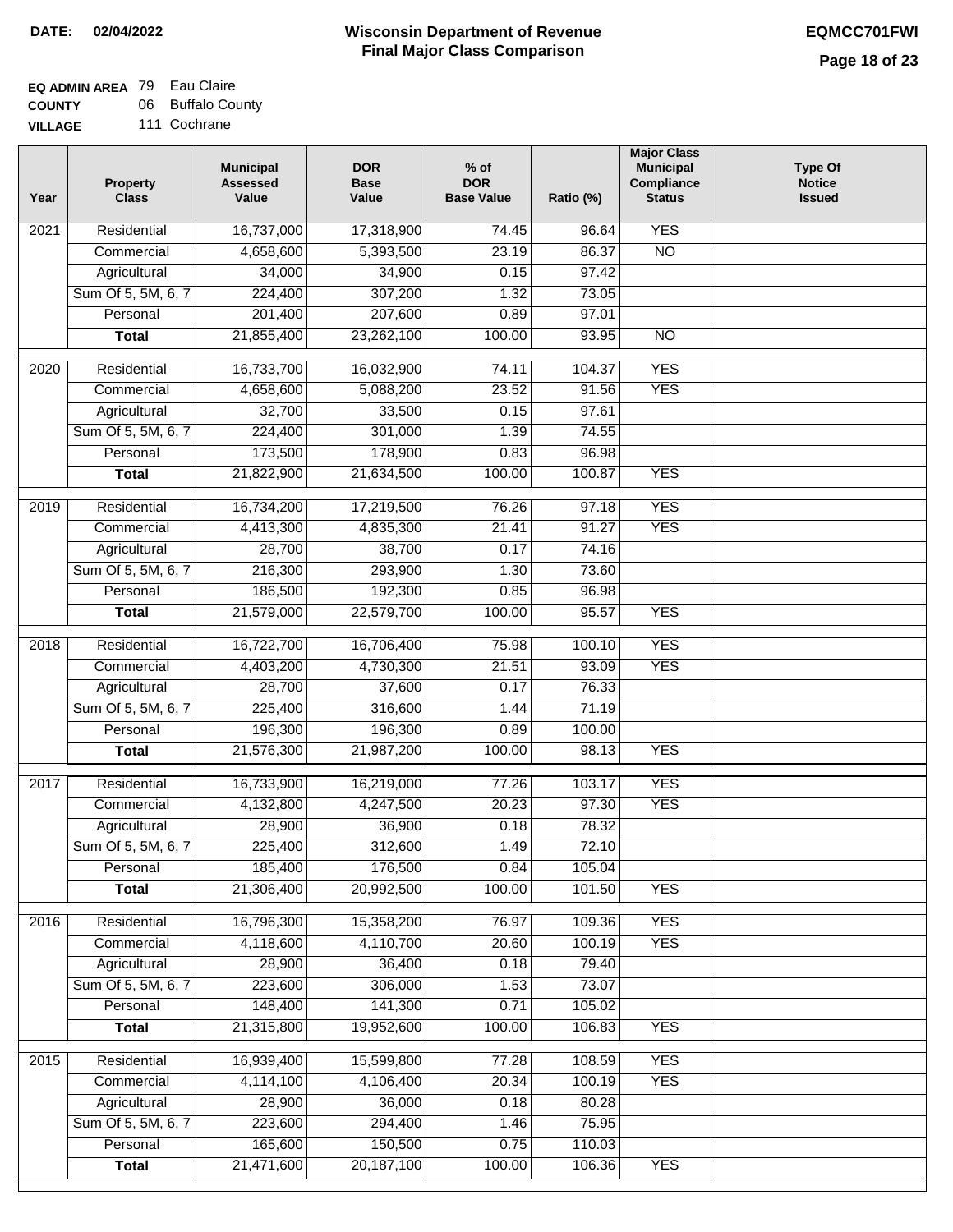**DATE: 02/04/2022**

# Wisconsin Department of Revenue
## Final Major Class Comparison

**EQMCC701FWI**

**EQ ADMIN AREA** 79 Eau Claire
**COUNTY** 06 Buffalo County
**VILLAGE** 111 Cochrane

| Year | Property Class | Municipal Assessed Value | DOR Base Value | % of DOR Base Value | Ratio (%) | Major Class Municipal Compliance Status | Type Of Notice Issued |
|---|---|---|---|---|---|---|---|
| 2021 | Residential | 16,737,000 | 17,318,900 | 74.45 | 96.64 | YES | |
| | Commercial | 4,658,600 | 5,393,500 | 23.19 | 86.37 | NO | |
| | Agricultural | 34,000 | 34,900 | 0.15 | 97.42 | | |
| | Sum Of 5, 5M, 6, 7 | 224,400 | 307,200 | 1.32 | 73.05 | | |
| | Personal | 201,400 | 207,600 | 0.89 | 97.01 | | |
| | **Total** | 21,855,400 | 23,262,100 | 100.00 | 93.95 | NO | |
| 2020 | Residential | 16,733,700 | 16,032,900 | 74.11 | 104.37 | YES | |
| | Commercial | 4,658,600 | 5,088,200 | 23.52 | 91.56 | YES | |
| | Agricultural | 32,700 | 33,500 | 0.15 | 97.61 | | |
| | Sum Of 5, 5M, 6, 7 | 224,400 | 301,000 | 1.39 | 74.55 | | |
| | Personal | 173,500 | 178,900 | 0.83 | 96.98 | | |
| | **Total** | 21,822,900 | 21,634,500 | 100.00 | 100.87 | YES | |
| 2019 | Residential | 16,734,200 | 17,219,500 | 76.26 | 97.18 | YES | |
| | Commercial | 4,413,300 | 4,835,300 | 21.41 | 91.27 | YES | |
| | Agricultural | 28,700 | 38,700 | 0.17 | 74.16 | | |
| | Sum Of 5, 5M, 6, 7 | 216,300 | 293,900 | 1.30 | 73.60 | | |
| | Personal | 186,500 | 192,300 | 0.85 | 96.98 | | |
| | **Total** | 21,579,000 | 22,579,700 | 100.00 | 95.57 | YES | |
| 2018 | Residential | 16,722,700 | 16,706,400 | 75.98 | 100.10 | YES | |
| | Commercial | 4,403,200 | 4,730,300 | 21.51 | 93.09 | YES | |
| | Agricultural | 28,700 | 37,600 | 0.17 | 76.33 | | |
| | Sum Of 5, 5M, 6, 7 | 225,400 | 316,600 | 1.44 | 71.19 | | |
| | Personal | 196,300 | 196,300 | 0.89 | 100.00 | | |
| | **Total** | 21,576,300 | 21,987,200 | 100.00 | 98.13 | YES | |
| 2017 | Residential | 16,733,900 | 16,219,000 | 77.26 | 103.17 | YES | |
| | Commercial | 4,132,800 | 4,247,500 | 20.23 | 97.30 | YES | |
| | Agricultural | 28,900 | 36,900 | 0.18 | 78.32 | | |
| | Sum Of 5, 5M, 6, 7 | 225,400 | 312,600 | 1.49 | 72.10 | | |
| | Personal | 185,400 | 176,500 | 0.84 | 105.04 | | |
| | **Total** | 21,306,400 | 20,992,500 | 100.00 | 101.50 | YES | |
| 2016 | Residential | 16,796,300 | 15,358,200 | 76.97 | 109.36 | YES | |
| | Commercial | 4,118,600 | 4,110,700 | 20.60 | 100.19 | YES | |
| | Agricultural | 28,900 | 36,400 | 0.18 | 79.40 | | |
| | Sum Of 5, 5M, 6, 7 | 223,600 | 306,000 | 1.53 | 73.07 | | |
| | Personal | 148,400 | 141,300 | 0.71 | 105.02 | | |
| | **Total** | 21,315,800 | 19,952,600 | 100.00 | 106.83 | YES | |
| 2015 | Residential | 16,939,400 | 15,599,800 | 77.28 | 108.59 | YES | |
| | Commercial | 4,114,100 | 4,106,400 | 20.34 | 100.19 | YES | |
| | Agricultural | 28,900 | 36,000 | 0.18 | 80.28 | | |
| | Sum Of 5, 5M, 6, 7 | 223,600 | 294,400 | 1.46 | 75.95 | | |
| | Personal | 165,600 | 150,500 | 0.75 | 110.03 | | |
| | **Total** | 21,471,600 | 20,187,100 | 100.00 | 106.36 | YES | |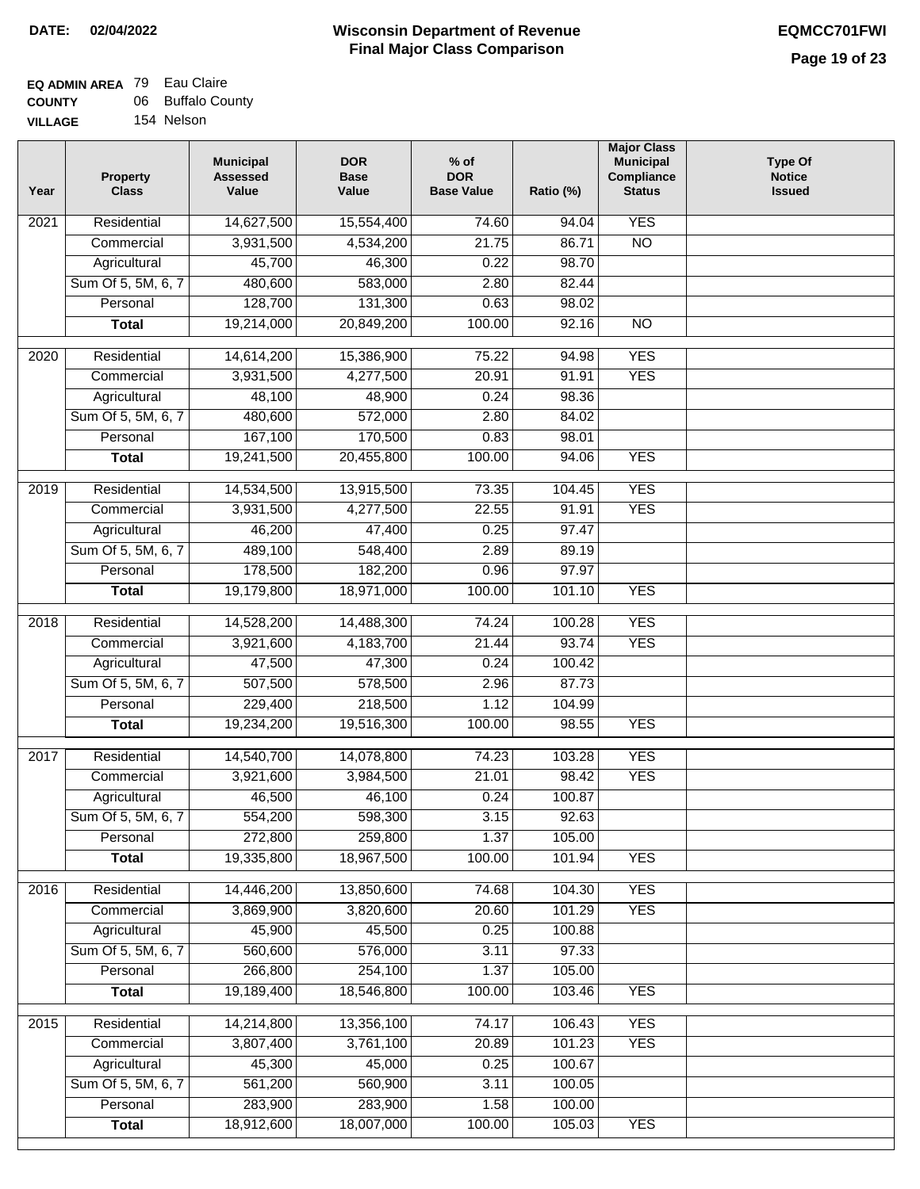**DATE:** 02/04/2022

# Wisconsin Department of Revenue
## Final Major Class Comparison

**EQMCC701FWI**

**EQ ADMIN AREA** 79 Eau Claire
**COUNTY** 06 Buffalo County
**VILLAGE** 154 Nelson

| Year | Property Class | Municipal Assessed Value | DOR Base Value | % of DOR Base Value | Ratio (%) | Major Class Municipal Compliance Status | Type Of Notice Issued |
|---|---|---|---|---|---|---|---|
| 2021 | Residential | 14,627,500 | 15,554,400 | 74.60 | 94.04 | YES | |
| | Commercial | 3,931,500 | 4,534,200 | 21.75 | 86.71 | NO | |
| | Agricultural | 45,700 | 46,300 | 0.22 | 98.70 | | |
| | Sum Of 5, 5M, 6, 7 | 480,600 | 583,000 | 2.80 | 82.44 | | |
| | Personal | 128,700 | 131,300 | 0.63 | 98.02 | | |
| | **Total** | 19,214,000 | 20,849,200 | 100.00 | 92.16 | NO | |
| 2020 | Residential | 14,614,200 | 15,386,900 | 75.22 | 94.98 | YES | |
| | Commercial | 3,931,500 | 4,277,500 | 20.91 | 91.91 | YES | |
| | Agricultural | 48,100 | 48,900 | 0.24 | 98.36 | | |
| | Sum Of 5, 5M, 6, 7 | 480,600 | 572,000 | 2.80 | 84.02 | | |
| | Personal | 167,100 | 170,500 | 0.83 | 98.01 | | |
| | **Total** | 19,241,500 | 20,455,800 | 100.00 | 94.06 | YES | |
| 2019 | Residential | 14,534,500 | 13,915,500 | 73.35 | 104.45 | YES | |
| | Commercial | 3,931,500 | 4,277,500 | 22.55 | 91.91 | YES | |
| | Agricultural | 46,200 | 47,400 | 0.25 | 97.47 | | |
| | Sum Of 5, 5M, 6, 7 | 489,100 | 548,400 | 2.89 | 89.19 | | |
| | Personal | 178,500 | 182,200 | 0.96 | 97.97 | | |
| | **Total** | 19,179,800 | 18,971,000 | 100.00 | 101.10 | YES | |
| 2018 | Residential | 14,528,200 | 14,488,300 | 74.24 | 100.28 | YES | |
| | Commercial | 3,921,600 | 4,183,700 | 21.44 | 93.74 | YES | |
| | Agricultural | 47,500 | 47,300 | 0.24 | 100.42 | | |
| | Sum Of 5, 5M, 6, 7 | 507,500 | 578,500 | 2.96 | 87.73 | | |
| | Personal | 229,400 | 218,500 | 1.12 | 104.99 | | |
| | **Total** | 19,234,200 | 19,516,300 | 100.00 | 98.55 | YES | |
| 2017 | Residential | 14,540,700 | 14,078,800 | 74.23 | 103.28 | YES | |
| | Commercial | 3,921,600 | 3,984,500 | 21.01 | 98.42 | YES | |
| | Agricultural | 46,500 | 46,100 | 0.24 | 100.87 | | |
| | Sum Of 5, 5M, 6, 7 | 554,200 | 598,300 | 3.15 | 92.63 | | |
| | Personal | 272,800 | 259,800 | 1.37 | 105.00 | | |
| | **Total** | 19,335,800 | 18,967,500 | 100.00 | 101.94 | YES | |
| 2016 | Residential | 14,446,200 | 13,850,600 | 74.68 | 104.30 | YES | |
| | Commercial | 3,869,900 | 3,820,600 | 20.60 | 101.29 | YES | |
| | Agricultural | 45,900 | 45,500 | 0.25 | 100.88 | | |
| | Sum Of 5, 5M, 6, 7 | 560,600 | 576,000 | 3.11 | 97.33 | | |
| | Personal | 266,800 | 254,100 | 1.37 | 105.00 | | |
| | **Total** | 19,189,400 | 18,546,800 | 100.00 | 103.46 | YES | |
| 2015 | Residential | 14,214,800 | 13,356,100 | 74.17 | 106.43 | YES | |
| | Commercial | 3,807,400 | 3,761,100 | 20.89 | 101.23 | YES | |
| | Agricultural | 45,300 | 45,000 | 0.25 | 100.67 | | |
| | Sum Of 5, 5M, 6, 7 | 561,200 | 560,900 | 3.11 | 100.05 | | |
| | Personal | 283,900 | 283,900 | 1.58 | 100.00 | | |
| | **Total** | 18,912,600 | 18,007,000 | 100.00 | 105.03 | YES | |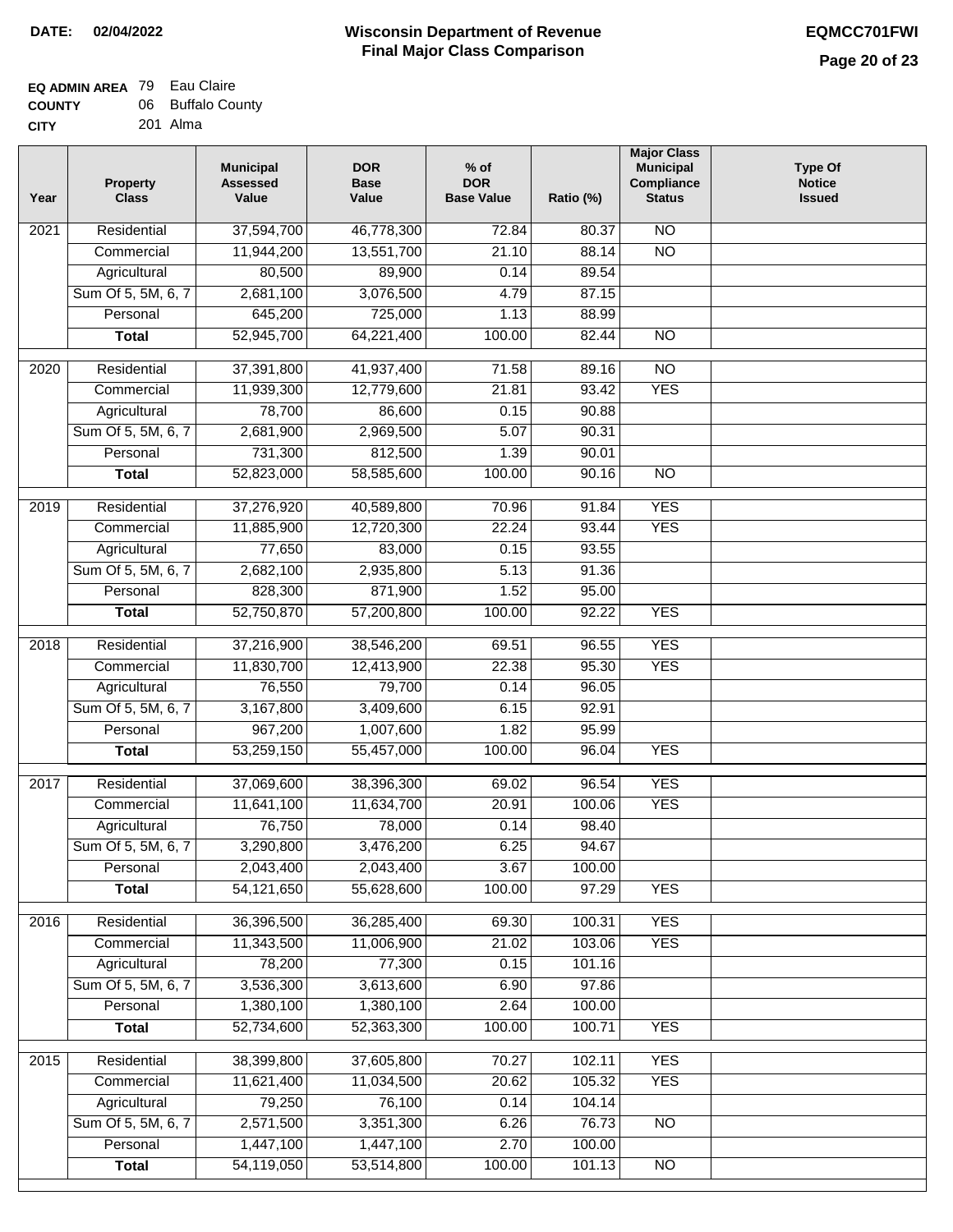**DATE: 02/04/2022**

# Wisconsin Department of Revenue
## Final Major Class Comparison

**EQMCC701FWI**

**EQ ADMIN AREA** 79 Eau Claire
**COUNTY** 06 Buffalo County
**CITY** 201 Alma

| Year | Property Class | Municipal Assessed Value | DOR Base Value | % of DOR Base Value | Ratio (%) | Major Class Municipal Compliance Status | Type Of Notice Issued |
|---|---|---|---|---|---|---|---|
| 2021 | Residential | 37,594,700 | 46,778,300 | 72.84 | 80.37 | NO | |
| | Commercial | 11,944,200 | 13,551,700 | 21.10 | 88.14 | NO | |
| | Agricultural | 80,500 | 89,900 | 0.14 | 89.54 | | |
| | Sum Of 5, 5M, 6, 7 | 2,681,100 | 3,076,500 | 4.79 | 87.15 | | |
| | Personal | 645,200 | 725,000 | 1.13 | 88.99 | | |
| | **Total** | 52,945,700 | 64,221,400 | 100.00 | 82.44 | NO | |
| 2020 | Residential | 37,391,800 | 41,937,400 | 71.58 | 89.16 | NO | |
| | Commercial | 11,939,300 | 12,779,600 | 21.81 | 93.42 | YES | |
| | Agricultural | 78,700 | 86,600 | 0.15 | 90.88 | | |
| | Sum Of 5, 5M, 6, 7 | 2,681,900 | 2,969,500 | 5.07 | 90.31 | | |
| | Personal | 731,300 | 812,500 | 1.39 | 90.01 | | |
| | **Total** | 52,823,000 | 58,585,600 | 100.00 | 90.16 | NO | |
| 2019 | Residential | 37,276,920 | 40,589,800 | 70.96 | 91.84 | YES | |
| | Commercial | 11,885,900 | 12,720,300 | 22.24 | 93.44 | YES | |
| | Agricultural | 77,650 | 83,000 | 0.15 | 93.55 | | |
| | Sum Of 5, 5M, 6, 7 | 2,682,100 | 2,935,800 | 5.13 | 91.36 | | |
| | Personal | 828,300 | 871,900 | 1.52 | 95.00 | | |
| | **Total** | 52,750,870 | 57,200,800 | 100.00 | 92.22 | YES | |
| 2018 | Residential | 37,216,900 | 38,546,200 | 69.51 | 96.55 | YES | |
| | Commercial | 11,830,700 | 12,413,900 | 22.38 | 95.30 | YES | |
| | Agricultural | 76,550 | 79,700 | 0.14 | 96.05 | | |
| | Sum Of 5, 5M, 6, 7 | 3,167,800 | 3,409,600 | 6.15 | 92.91 | | |
| | Personal | 967,200 | 1,007,600 | 1.82 | 95.99 | | |
| | **Total** | 53,259,150 | 55,457,000 | 100.00 | 96.04 | YES | |
| 2017 | Residential | 37,069,600 | 38,396,300 | 69.02 | 96.54 | YES | |
| | Commercial | 11,641,100 | 11,634,700 | 20.91 | 100.06 | YES | |
| | Agricultural | 76,750 | 78,000 | 0.14 | 98.40 | | |
| | Sum Of 5, 5M, 6, 7 | 3,290,800 | 3,476,200 | 6.25 | 94.67 | | |
| | Personal | 2,043,400 | 2,043,400 | 3.67 | 100.00 | | |
| | **Total** | 54,121,650 | 55,628,600 | 100.00 | 97.29 | YES | |
| 2016 | Residential | 36,396,500 | 36,285,400 | 69.30 | 100.31 | YES | |
| | Commercial | 11,343,500 | 11,006,900 | 21.02 | 103.06 | YES | |
| | Agricultural | 78,200 | 77,300 | 0.15 | 101.16 | | |
| | Sum Of 5, 5M, 6, 7 | 3,536,300 | 3,613,600 | 6.90 | 97.86 | | |
| | Personal | 1,380,100 | 1,380,100 | 2.64 | 100.00 | | |
| | **Total** | 52,734,600 | 52,363,300 | 100.00 | 100.71 | YES | |
| 2015 | Residential | 38,399,800 | 37,605,800 | 70.27 | 102.11 | YES | |
| | Commercial | 11,621,400 | 11,034,500 | 20.62 | 105.32 | YES | |
| | Agricultural | 79,250 | 76,100 | 0.14 | 104.14 | | |
| | Sum Of 5, 5M, 6, 7 | 2,571,500 | 3,351,300 | 6.26 | 76.73 | NO | |
| | Personal | 1,447,100 | 1,447,100 | 2.70 | 100.00 | | |
| | **Total** | 54,119,050 | 53,514,800 | 100.00 | 101.13 | NO | |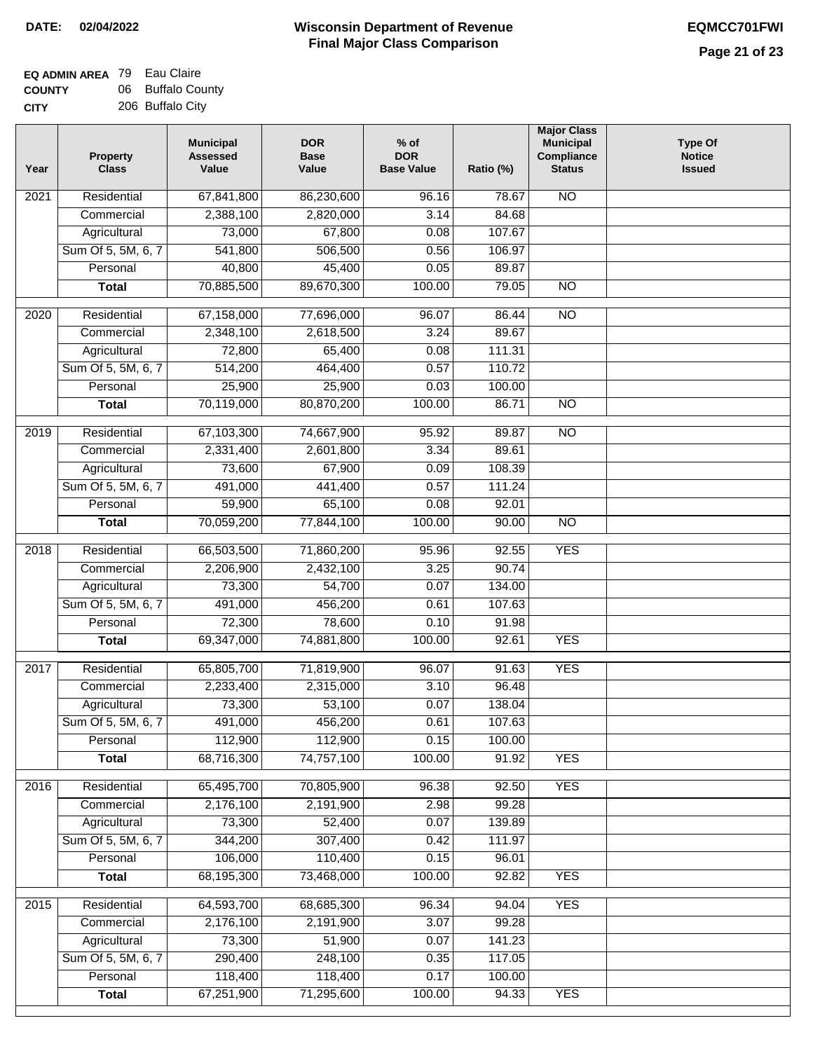**DATE: 02/04/2022**

# Wisconsin Department of Revenue
## Final Major Class Comparison

**EQMCC701FWI**

**EQ ADMIN AREA** 79 Eau Claire
**COUNTY** 06 Buffalo County
**CITY** 206 Buffalo City

| Year | Property Class | Municipal Assessed Value | DOR Base Value | % of DOR Base Value | Ratio (%) | Major Class Municipal Compliance Status | Type Of Notice Issued |
|---|---|---|---|---|---|---|---|
| 2021 | Residential | 67,841,800 | 86,230,600 | 96.16 | 78.67 | NO | |
| | Commercial | 2,388,100 | 2,820,000 | 3.14 | 84.68 | | |
| | Agricultural | 73,000 | 67,800 | 0.08 | 107.67 | | |
| | Sum Of 5, 5M, 6, 7 | 541,800 | 506,500 | 0.56 | 106.97 | | |
| | Personal | 40,800 | 45,400 | 0.05 | 89.87 | | |
| | **Total** | 70,885,500 | 89,670,300 | 100.00 | 79.05 | NO | |
| 2020 | Residential | 67,158,000 | 77,696,000 | 96.07 | 86.44 | NO | |
| | Commercial | 2,348,100 | 2,618,500 | 3.24 | 89.67 | | |
| | Agricultural | 72,800 | 65,400 | 0.08 | 111.31 | | |
| | Sum Of 5, 5M, 6, 7 | 514,200 | 464,400 | 0.57 | 110.72 | | |
| | Personal | 25,900 | 25,900 | 0.03 | 100.00 | | |
| | **Total** | 70,119,000 | 80,870,200 | 100.00 | 86.71 | NO | |
| 2019 | Residential | 67,103,300 | 74,667,900 | 95.92 | 89.87 | NO | |
| | Commercial | 2,331,400 | 2,601,800 | 3.34 | 89.61 | | |
| | Agricultural | 73,600 | 67,900 | 0.09 | 108.39 | | |
| | Sum Of 5, 5M, 6, 7 | 491,000 | 441,400 | 0.57 | 111.24 | | |
| | Personal | 59,900 | 65,100 | 0.08 | 92.01 | | |
| | **Total** | 70,059,200 | 77,844,100 | 100.00 | 90.00 | NO | |
| 2018 | Residential | 66,503,500 | 71,860,200 | 95.96 | 92.55 | YES | |
| | Commercial | 2,206,900 | 2,432,100 | 3.25 | 90.74 | | |
| | Agricultural | 73,300 | 54,700 | 0.07 | 134.00 | | |
| | Sum Of 5, 5M, 6, 7 | 491,000 | 456,200 | 0.61 | 107.63 | | |
| | Personal | 72,300 | 78,600 | 0.10 | 91.98 | | |
| | **Total** | 69,347,000 | 74,881,800 | 100.00 | 92.61 | YES | |
| 2017 | Residential | 65,805,700 | 71,819,900 | 96.07 | 91.63 | YES | |
| | Commercial | 2,233,400 | 2,315,000 | 3.10 | 96.48 | | |
| | Agricultural | 73,300 | 53,100 | 0.07 | 138.04 | | |
| | Sum Of 5, 5M, 6, 7 | 491,000 | 456,200 | 0.61 | 107.63 | | |
| | Personal | 112,900 | 112,900 | 0.15 | 100.00 | | |
| | **Total** | 68,716,300 | 74,757,100 | 100.00 | 91.92 | YES | |
| 2016 | Residential | 65,495,700 | 70,805,900 | 96.38 | 92.50 | YES | |
| | Commercial | 2,176,100 | 2,191,900 | 2.98 | 99.28 | | |
| | Agricultural | 73,300 | 52,400 | 0.07 | 139.89 | | |
| | Sum Of 5, 5M, 6, 7 | 344,200 | 307,400 | 0.42 | 111.97 | | |
| | Personal | 106,000 | 110,400 | 0.15 | 96.01 | | |
| | **Total** | 68,195,300 | 73,468,000 | 100.00 | 92.82 | YES | |
| 2015 | Residential | 64,593,700 | 68,685,300 | 96.34 | 94.04 | YES | |
| | Commercial | 2,176,100 | 2,191,900 | 3.07 | 99.28 | | |
| | Agricultural | 73,300 | 51,900 | 0.07 | 141.23 | | |
| | Sum Of 5, 5M, 6, 7 | 290,400 | 248,100 | 0.35 | 117.05 | | |
| | Personal | 118,400 | 118,400 | 0.17 | 100.00 | | |
| | **Total** | 67,251,900 | 71,295,600 | 100.00 | 94.33 | YES | |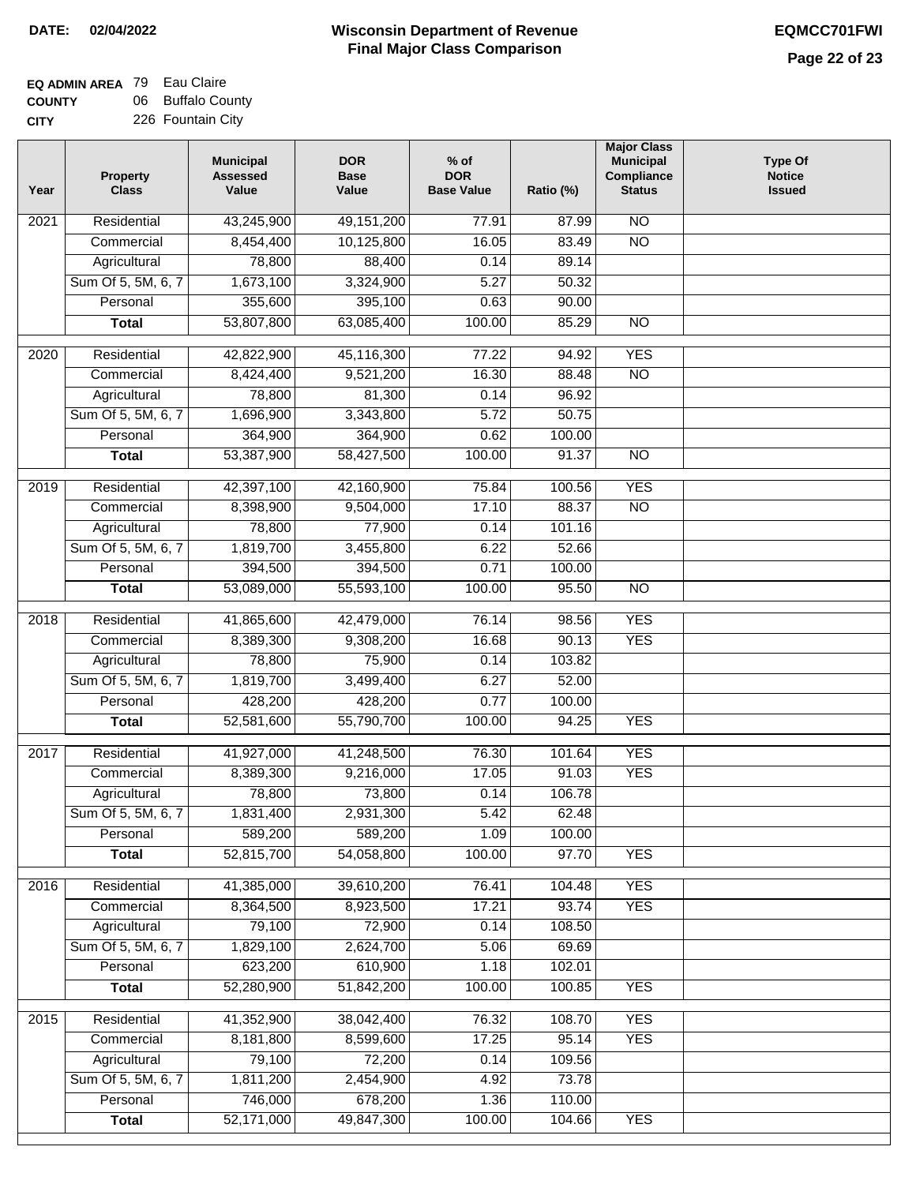**DATE:** 02/04/2022

# Wisconsin Department of Revenue
## Final Major Class Comparison

**EQMCC701FWI**

**EQ ADMIN AREA** 79 Eau Claire
**COUNTY** 06 Buffalo County
**CITY** 226 Fountain City

| Year | Property Class | Municipal Assessed Value | DOR Base Value | % of DOR Base Value | Ratio (%) | Major Class Municipal Compliance Status | Type Of Notice Issued |
|---|---|---|---|---|---|---|---|
| 2021 | Residential | 43,245,900 | 49,151,200 | 77.91 | 87.99 | NO | |
| | Commercial | 8,454,400 | 10,125,800 | 16.05 | 83.49 | NO | |
| | Agricultural | 78,800 | 88,400 | 0.14 | 89.14 | | |
| | Sum Of 5, 5M, 6, 7 | 1,673,100 | 3,324,900 | 5.27 | 50.32 | | |
| | Personal | 355,600 | 395,100 | 0.63 | 90.00 | | |
| | **Total** | 53,807,800 | 63,085,400 | 100.00 | 85.29 | NO | |
| 2020 | Residential | 42,822,900 | 45,116,300 | 77.22 | 94.92 | YES | |
| | Commercial | 8,424,400 | 9,521,200 | 16.30 | 88.48 | NO | |
| | Agricultural | 78,800 | 81,300 | 0.14 | 96.92 | | |
| | Sum Of 5, 5M, 6, 7 | 1,696,900 | 3,343,800 | 5.72 | 50.75 | | |
| | Personal | 364,900 | 364,900 | 0.62 | 100.00 | | |
| | **Total** | 53,387,900 | 58,427,500 | 100.00 | 91.37 | NO | |
| 2019 | Residential | 42,397,100 | 42,160,900 | 75.84 | 100.56 | YES | |
| | Commercial | 8,398,900 | 9,504,000 | 17.10 | 88.37 | NO | |
| | Agricultural | 78,800 | 77,900 | 0.14 | 101.16 | | |
| | Sum Of 5, 5M, 6, 7 | 1,819,700 | 3,455,800 | 6.22 | 52.66 | | |
| | Personal | 394,500 | 394,500 | 0.71 | 100.00 | | |
| | **Total** | 53,089,000 | 55,593,100 | 100.00 | 95.50 | NO | |
| 2018 | Residential | 41,865,600 | 42,479,000 | 76.14 | 98.56 | YES | |
| | Commercial | 8,389,300 | 9,308,200 | 16.68 | 90.13 | YES | |
| | Agricultural | 78,800 | 75,900 | 0.14 | 103.82 | | |
| | Sum Of 5, 5M, 6, 7 | 1,819,700 | 3,499,400 | 6.27 | 52.00 | | |
| | Personal | 428,200 | 428,200 | 0.77 | 100.00 | | |
| | **Total** | 52,581,600 | 55,790,700 | 100.00 | 94.25 | YES | |
| 2017 | Residential | 41,927,000 | 41,248,500 | 76.30 | 101.64 | YES | |
| | Commercial | 8,389,300 | 9,216,000 | 17.05 | 91.03 | YES | |
| | Agricultural | 78,800 | 73,800 | 0.14 | 106.78 | | |
| | Sum Of 5, 5M, 6, 7 | 1,831,400 | 2,931,300 | 5.42 | 62.48 | | |
| | Personal | 589,200 | 589,200 | 1.09 | 100.00 | | |
| | **Total** | 52,815,700 | 54,058,800 | 100.00 | 97.70 | YES | |
| 2016 | Residential | 41,385,000 | 39,610,200 | 76.41 | 104.48 | YES | |
| | Commercial | 8,364,500 | 8,923,500 | 17.21 | 93.74 | YES | |
| | Agricultural | 79,100 | 72,900 | 0.14 | 108.50 | | |
| | Sum Of 5, 5M, 6, 7 | 1,829,100 | 2,624,700 | 5.06 | 69.69 | | |
| | Personal | 623,200 | 610,900 | 1.18 | 102.01 | | |
| | **Total** | 52,280,900 | 51,842,200 | 100.00 | 100.85 | YES | |
| 2015 | Residential | 41,352,900 | 38,042,400 | 76.32 | 108.70 | YES | |
| | Commercial | 8,181,800 | 8,599,600 | 17.25 | 95.14 | YES | |
| | Agricultural | 79,100 | 72,200 | 0.14 | 109.56 | | |
| | Sum Of 5, 5M, 6, 7 | 1,811,200 | 2,454,900 | 4.92 | 73.78 | | |
| | Personal | 746,000 | 678,200 | 1.36 | 110.00 | | |
| | **Total** | 52,171,000 | 49,847,300 | 100.00 | 104.66 | YES | |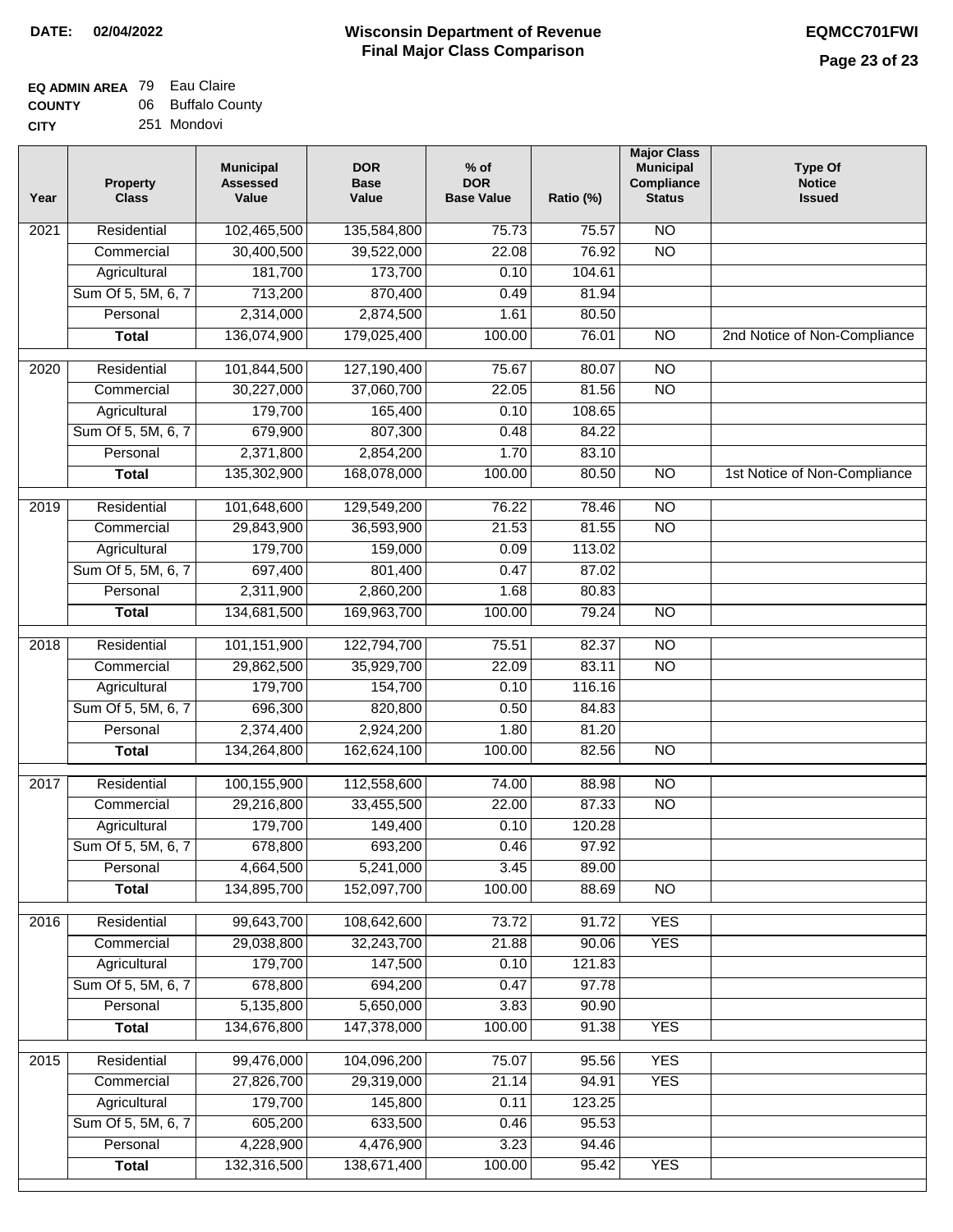**DATE:** 02/04/2022

# Wisconsin Department of Revenue
## Final Major Class Comparison

**EQMCC701FWI**

**EQ ADMIN AREA** 79 Eau Claire
**COUNTY** 06 Buffalo County
**CITY** 251 Mondovi

| Year | Property Class | Municipal Assessed Value | DOR Base Value | % of DOR Base Value | Ratio (%) | Major Class Municipal Compliance Status | Type Of Notice Issued |
|---|---|---|---|---|---|---|---|
| 2021 | Residential | 102,465,500 | 135,584,800 | 75.73 | 75.57 | NO | |
| | Commercial | 30,400,500 | 39,522,000 | 22.08 | 76.92 | NO | |
| | Agricultural | 181,700 | 173,700 | 0.10 | 104.61 | | |
| | Sum Of 5, 5M, 6, 7 | 713,200 | 870,400 | 0.49 | 81.94 | | |
| | Personal | 2,314,000 | 2,874,500 | 1.61 | 80.50 | | |
| | **Total** | 136,074,900 | 179,025,400 | 100.00 | 76.01 | NO | 2nd Notice of Non-Compliance |
| 2020 | Residential | 101,844,500 | 127,190,400 | 75.67 | 80.07 | NO | |
| | Commercial | 30,227,000 | 37,060,700 | 22.05 | 81.56 | NO | |
| | Agricultural | 179,700 | 165,400 | 0.10 | 108.65 | | |
| | Sum Of 5, 5M, 6, 7 | 679,900 | 807,300 | 0.48 | 84.22 | | |
| | Personal | 2,371,800 | 2,854,200 | 1.70 | 83.10 | | |
| | **Total** | 135,302,900 | 168,078,000 | 100.00 | 80.50 | NO | 1st Notice of Non-Compliance |
| 2019 | Residential | 101,648,600 | 129,549,200 | 76.22 | 78.46 | NO | |
| | Commercial | 29,843,900 | 36,593,900 | 21.53 | 81.55 | NO | |
| | Agricultural | 179,700 | 159,000 | 0.09 | 113.02 | | |
| | Sum Of 5, 5M, 6, 7 | 697,400 | 801,400 | 0.47 | 87.02 | | |
| | Personal | 2,311,900 | 2,860,200 | 1.68 | 80.83 | | |
| | **Total** | 134,681,500 | 169,963,700 | 100.00 | 79.24 | NO | |
| 2018 | Residential | 101,151,900 | 122,794,700 | 75.51 | 82.37 | NO | |
| | Commercial | 29,862,500 | 35,929,700 | 22.09 | 83.11 | NO | |
| | Agricultural | 179,700 | 154,700 | 0.10 | 116.16 | | |
| | Sum Of 5, 5M, 6, 7 | 696,300 | 820,800 | 0.50 | 84.83 | | |
| | Personal | 2,374,400 | 2,924,200 | 1.80 | 81.20 | | |
| | **Total** | 134,264,800 | 162,624,100 | 100.00 | 82.56 | NO | |
| 2017 | Residential | 100,155,900 | 112,558,600 | 74.00 | 88.98 | NO | |
| | Commercial | 29,216,800 | 33,455,500 | 22.00 | 87.33 | NO | |
| | Agricultural | 179,700 | 149,400 | 0.10 | 120.28 | | |
| | Sum Of 5, 5M, 6, 7 | 678,800 | 693,200 | 0.46 | 97.92 | | |
| | Personal | 4,664,500 | 5,241,000 | 3.45 | 89.00 | | |
| | **Total** | 134,895,700 | 152,097,700 | 100.00 | 88.69 | NO | |
| 2016 | Residential | 99,643,700 | 108,642,600 | 73.72 | 91.72 | YES | |
| | Commercial | 29,038,800 | 32,243,700 | 21.88 | 90.06 | YES | |
| | Agricultural | 179,700 | 147,500 | 0.10 | 121.83 | | |
| | Sum Of 5, 5M, 6, 7 | 678,800 | 694,200 | 0.47 | 97.78 | | |
| | Personal | 5,135,800 | 5,650,000 | 3.83 | 90.90 | | |
| | **Total** | 134,676,800 | 147,378,000 | 100.00 | 91.38 | YES | |
| 2015 | Residential | 99,476,000 | 104,096,200 | 75.07 | 95.56 | YES | |
| | Commercial | 27,826,700 | 29,319,000 | 21.14 | 94.91 | YES | |
| | Agricultural | 179,700 | 145,800 | 0.11 | 123.25 | | |
| | Sum Of 5, 5M, 6, 7 | 605,200 | 633,500 | 0.46 | 95.53 | | |
| | Personal | 4,228,900 | 4,476,900 | 3.23 | 94.46 | | |
| | **Total** | 132,316,500 | 138,671,400 | 100.00 | 95.42 | YES | |